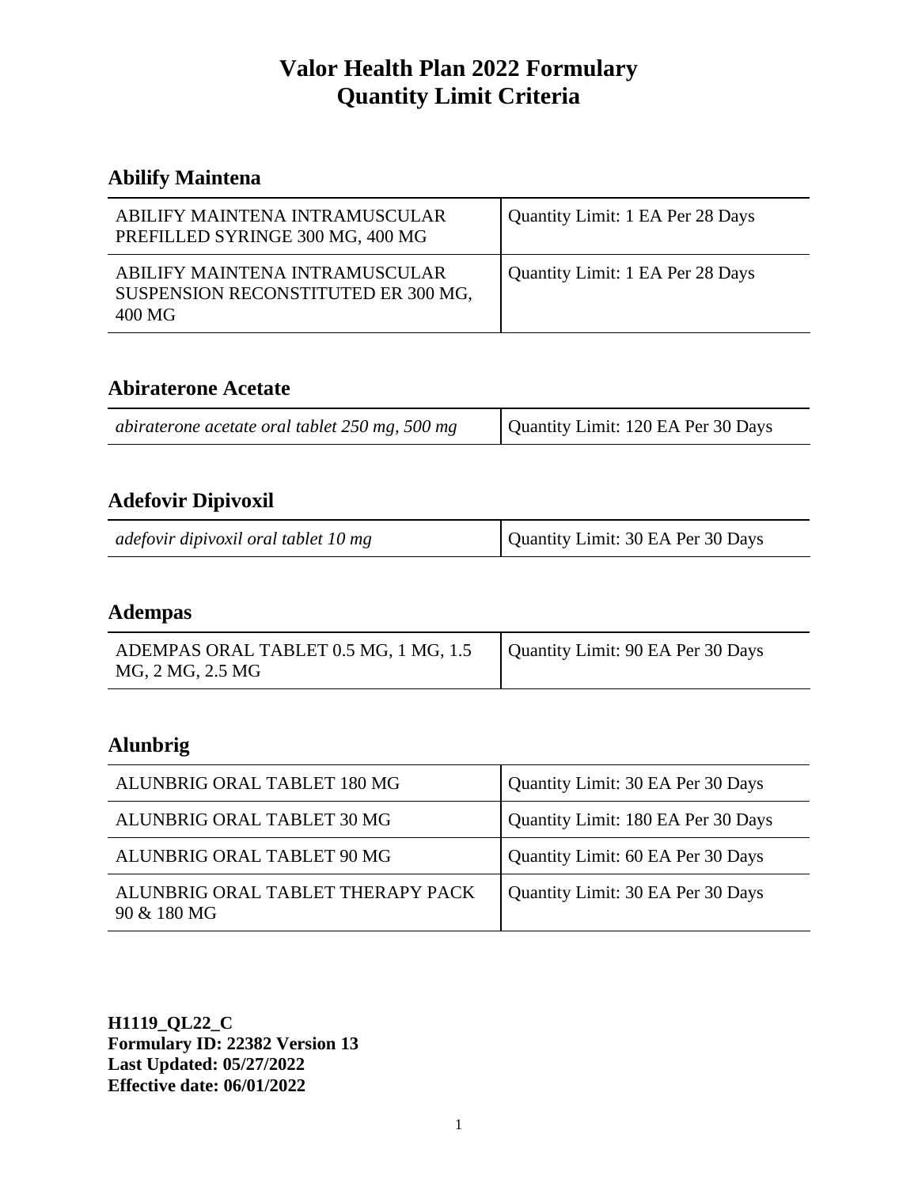# Valor Health Plan 2022 Formulary
# Quantity Limit Criteria

## Abilify Maintena

| | |
|---|---|
| ABILIFY MAINTENA INTRAMUSCULAR PREFILLED SYRINGE 300 MG, 400 MG | Quantity Limit: 1 EA Per 28 Days |
| ABILIFY MAINTENA INTRAMUSCULAR SUSPENSION RECONSTITUTED ER 300 MG, 400 MG | Quantity Limit: 1 EA Per 28 Days |

## Abiraterone Acetate

| | |
|---|---|
| *abiraterone acetate oral tablet 250 mg, 500 mg* | Quantity Limit: 120 EA Per 30 Days |

## Adefovir Dipivoxil

| | |
|---|---|
| *adefovir dipivoxil oral tablet 10 mg* | Quantity Limit: 30 EA Per 30 Days |

## Adempas

| | |
|---|---|
| ADEMPAS ORAL TABLET 0.5 MG, 1 MG, 1.5 MG, 2 MG, 2.5 MG | Quantity Limit: 90 EA Per 30 Days |

## Alunbrig

| | |
|---|---|
| ALUNBRIG ORAL TABLET 180 MG | Quantity Limit: 30 EA Per 30 Days |
| ALUNBRIG ORAL TABLET 30 MG | Quantity Limit: 180 EA Per 30 Days |
| ALUNBRIG ORAL TABLET 90 MG | Quantity Limit: 60 EA Per 30 Days |
| ALUNBRIG ORAL TABLET THERAPY PACK 90 & 180 MG | Quantity Limit: 30 EA Per 30 Days |

**H1119_QL22_C**
**Formulary ID: 22382 Version 13**
**Last Updated: 05/27/2022**
**Effective date: 06/01/2022**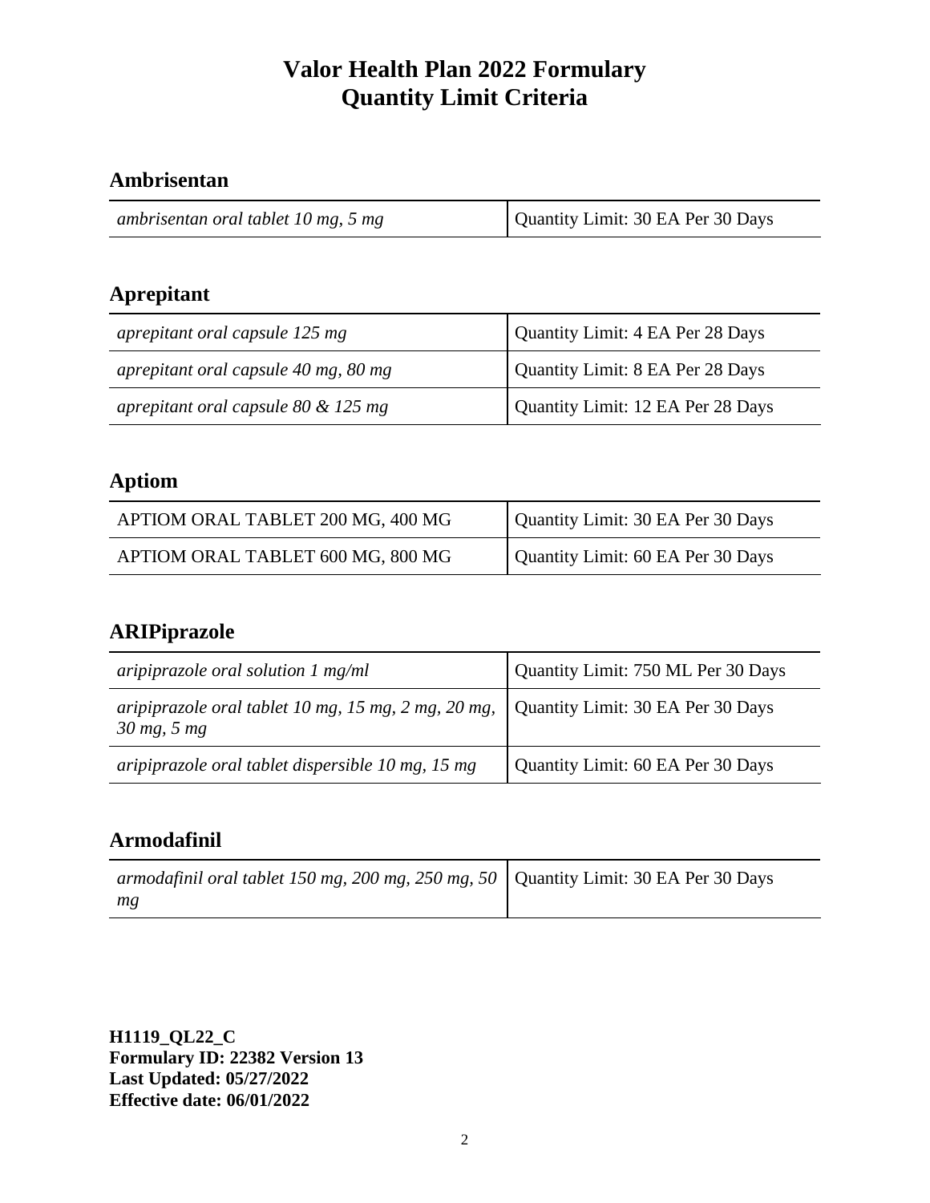# Valor Health Plan 2022 Formulary
# Quantity Limit Criteria

## Ambrisentan

| | |
|---|---|
| *ambrisentan oral tablet 10 mg, 5 mg* | Quantity Limit: 30 EA Per 30 Days |

## Aprepitant

| | |
|---|---|
| *aprepitant oral capsule 125 mg* | Quantity Limit: 4 EA Per 28 Days |
| *aprepitant oral capsule 40 mg, 80 mg* | Quantity Limit: 8 EA Per 28 Days |
| *aprepitant oral capsule 80 & 125 mg* | Quantity Limit: 12 EA Per 28 Days |

## Aptiom

| | |
|---|---|
| APTIOM ORAL TABLET 200 MG, 400 MG | Quantity Limit: 30 EA Per 30 Days |
| APTIOM ORAL TABLET 600 MG, 800 MG | Quantity Limit: 60 EA Per 30 Days |

## ARIPiprazole

| | |
|---|---|
| *aripiprazole oral solution 1 mg/ml* | Quantity Limit: 750 ML Per 30 Days |
| *aripiprazole oral tablet 10 mg, 15 mg, 2 mg, 20 mg, 30 mg, 5 mg* | Quantity Limit: 30 EA Per 30 Days |
| *aripiprazole oral tablet dispersible 10 mg, 15 mg* | Quantity Limit: 60 EA Per 30 Days |

## Armodafinil

| | |
|---|---|
| *armodafinil oral tablet 150 mg, 200 mg, 250 mg, 50 mg* | Quantity Limit: 30 EA Per 30 Days |

**H1119_QL22_C**
**Formulary ID: 22382 Version 13**
**Last Updated: 05/27/2022**
**Effective date: 06/01/2022**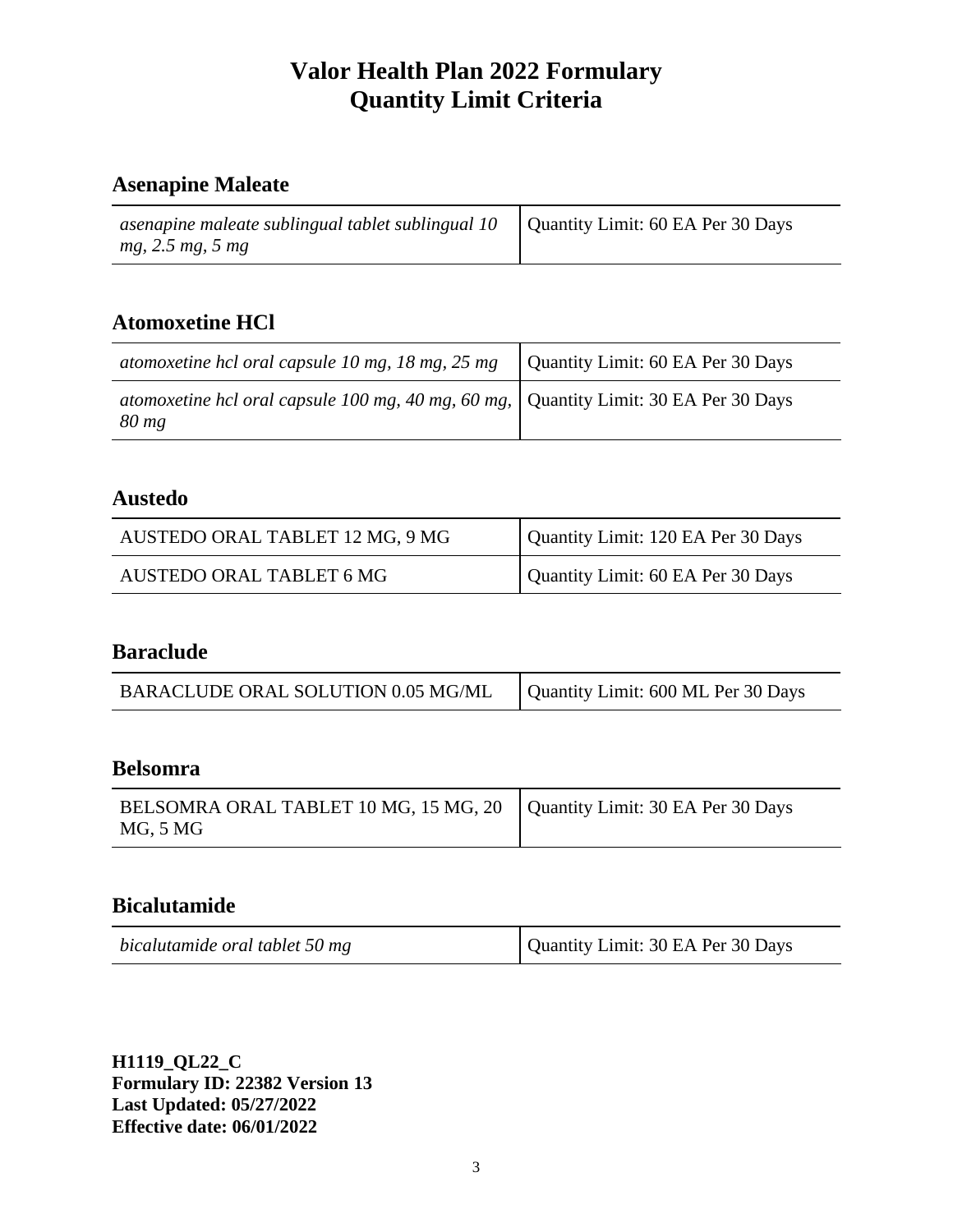# Valor Health Plan 2022 Formulary
# Quantity Limit Criteria

## Asenapine Maleate

| | |
|---|---|
| *asenapine maleate sublingual tablet sublingual 10 mg, 2.5 mg, 5 mg* | Quantity Limit: 60 EA Per 30 Days |

## Atomoxetine HCl

| | |
|---|---|
| *atomoxetine hcl oral capsule 10 mg, 18 mg, 25 mg* | Quantity Limit: 60 EA Per 30 Days |
| *atomoxetine hcl oral capsule 100 mg, 40 mg, 60 mg, 80 mg* | Quantity Limit: 30 EA Per 30 Days |

## Austedo

| | |
|---|---|
| AUSTEDO ORAL TABLET 12 MG, 9 MG | Quantity Limit: 120 EA Per 30 Days |
| AUSTEDO ORAL TABLET 6 MG | Quantity Limit: 60 EA Per 30 Days |

## Baraclude

| | |
|---|---|
| BARACLUDE ORAL SOLUTION 0.05 MG/ML | Quantity Limit: 600 ML Per 30 Days |

## Belsomra

| | |
|---|---|
| BELSOMRA ORAL TABLET 10 MG, 15 MG, 20 MG, 5 MG | Quantity Limit: 30 EA Per 30 Days |

## Bicalutamide

| | |
|---|---|
| *bicalutamide oral tablet 50 mg* | Quantity Limit: 30 EA Per 30 Days |

**H1119_QL22_C**
**Formulary ID: 22382 Version 13**
**Last Updated: 05/27/2022**
**Effective date: 06/01/2022**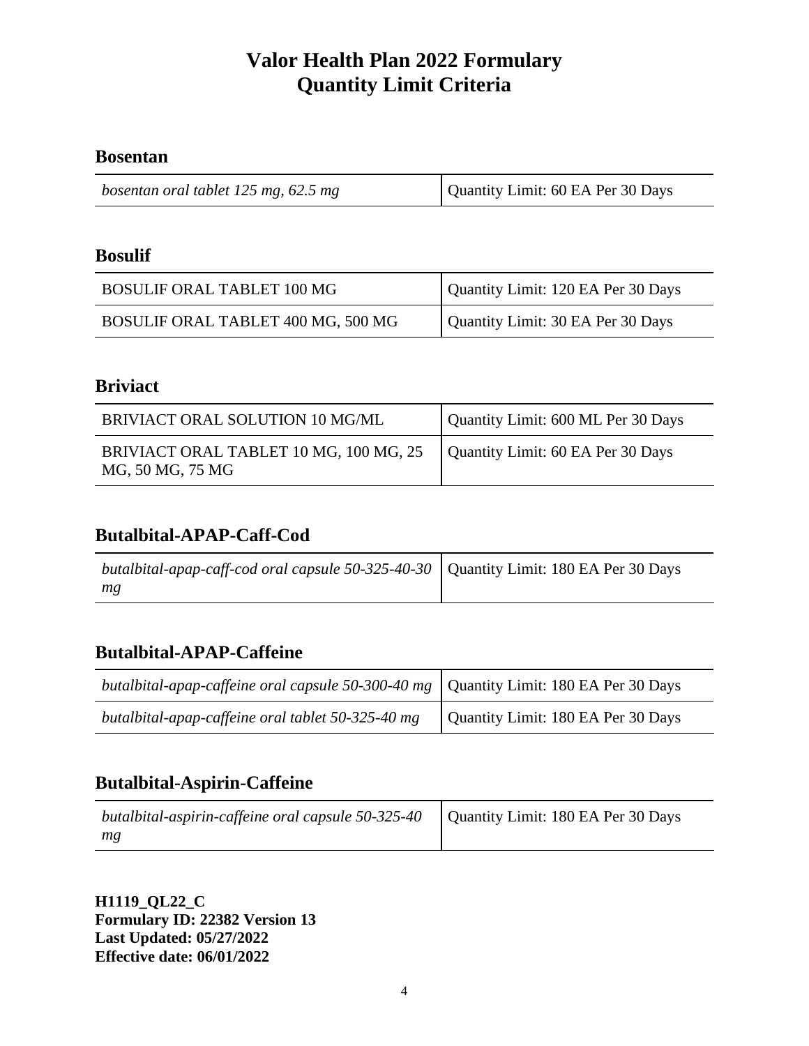# Valor Health Plan 2022 Formulary
# Quantity Limit Criteria

## Bosentan

| | |
|---|---|
| *bosentan oral tablet 125 mg, 62.5 mg* | Quantity Limit: 60 EA Per 30 Days |

## Bosulif

| | |
|---|---|
| BOSULIF ORAL TABLET 100 MG | Quantity Limit: 120 EA Per 30 Days |
| BOSULIF ORAL TABLET 400 MG, 500 MG | Quantity Limit: 30 EA Per 30 Days |

## Briviact

| | |
|---|---|
| BRIVIACT ORAL SOLUTION 10 MG/ML | Quantity Limit: 600 ML Per 30 Days |
| BRIVIACT ORAL TABLET 10 MG, 100 MG, 25 MG, 50 MG, 75 MG | Quantity Limit: 60 EA Per 30 Days |

## Butalbital-APAP-Caff-Cod

| | |
|---|---|
| *butalbital-apap-caff-cod oral capsule 50-325-40-30 mg* | Quantity Limit: 180 EA Per 30 Days |

## Butalbital-APAP-Caffeine

| | |
|---|---|
| *butalbital-apap-caffeine oral capsule 50-300-40 mg* | Quantity Limit: 180 EA Per 30 Days |
| *butalbital-apap-caffeine oral tablet 50-325-40 mg* | Quantity Limit: 180 EA Per 30 Days |

## Butalbital-Aspirin-Caffeine

| | |
|---|---|
| *butalbital-aspirin-caffeine oral capsule 50-325-40 mg* | Quantity Limit: 180 EA Per 30 Days |

**H1119_QL22_C**
**Formulary ID: 22382 Version 13**
**Last Updated: 05/27/2022**
**Effective date: 06/01/2022**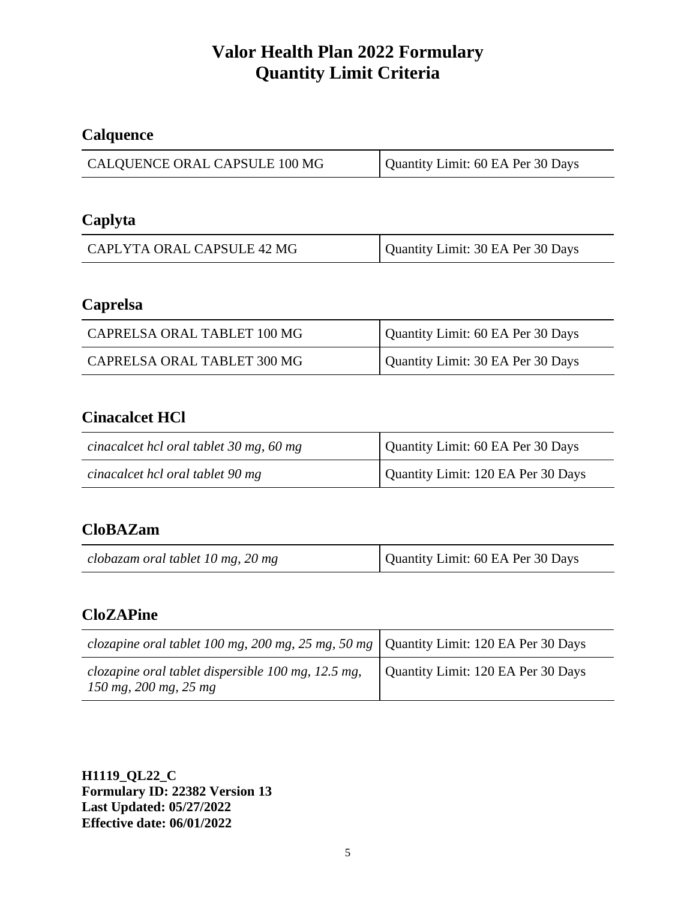# Valor Health Plan 2022 Formulary
# Quantity Limit Criteria

## Calquence

| | |
|---|---|
| CALQUENCE ORAL CAPSULE 100 MG | Quantity Limit: 60 EA Per 30 Days |

## Caplyta

| | |
|---|---|
| CAPLYTA ORAL CAPSULE 42 MG | Quantity Limit: 30 EA Per 30 Days |

## Caprelsa

| | |
|---|---|
| CAPRELSA ORAL TABLET 100 MG | Quantity Limit: 60 EA Per 30 Days |
| CAPRELSA ORAL TABLET 300 MG | Quantity Limit: 30 EA Per 30 Days |

## Cinacalcet HCl

| | |
|---|---|
| *cinacalcet hcl oral tablet 30 mg, 60 mg* | Quantity Limit: 60 EA Per 30 Days |
| *cinacalcet hcl oral tablet 90 mg* | Quantity Limit: 120 EA Per 30 Days |

## CloBAZam

| | |
|---|---|
| *clobazam oral tablet 10 mg, 20 mg* | Quantity Limit: 60 EA Per 30 Days |

## CloZAPine

| | |
|---|---|
| *clozapine oral tablet 100 mg, 200 mg, 25 mg, 50 mg* | Quantity Limit: 120 EA Per 30 Days |
| *clozapine oral tablet dispersible 100 mg, 12.5 mg, 150 mg, 200 mg, 25 mg* | Quantity Limit: 120 EA Per 30 Days |

**H1119_QL22_C**
**Formulary ID: 22382 Version 13**
**Last Updated: 05/27/2022**
**Effective date: 06/01/2022**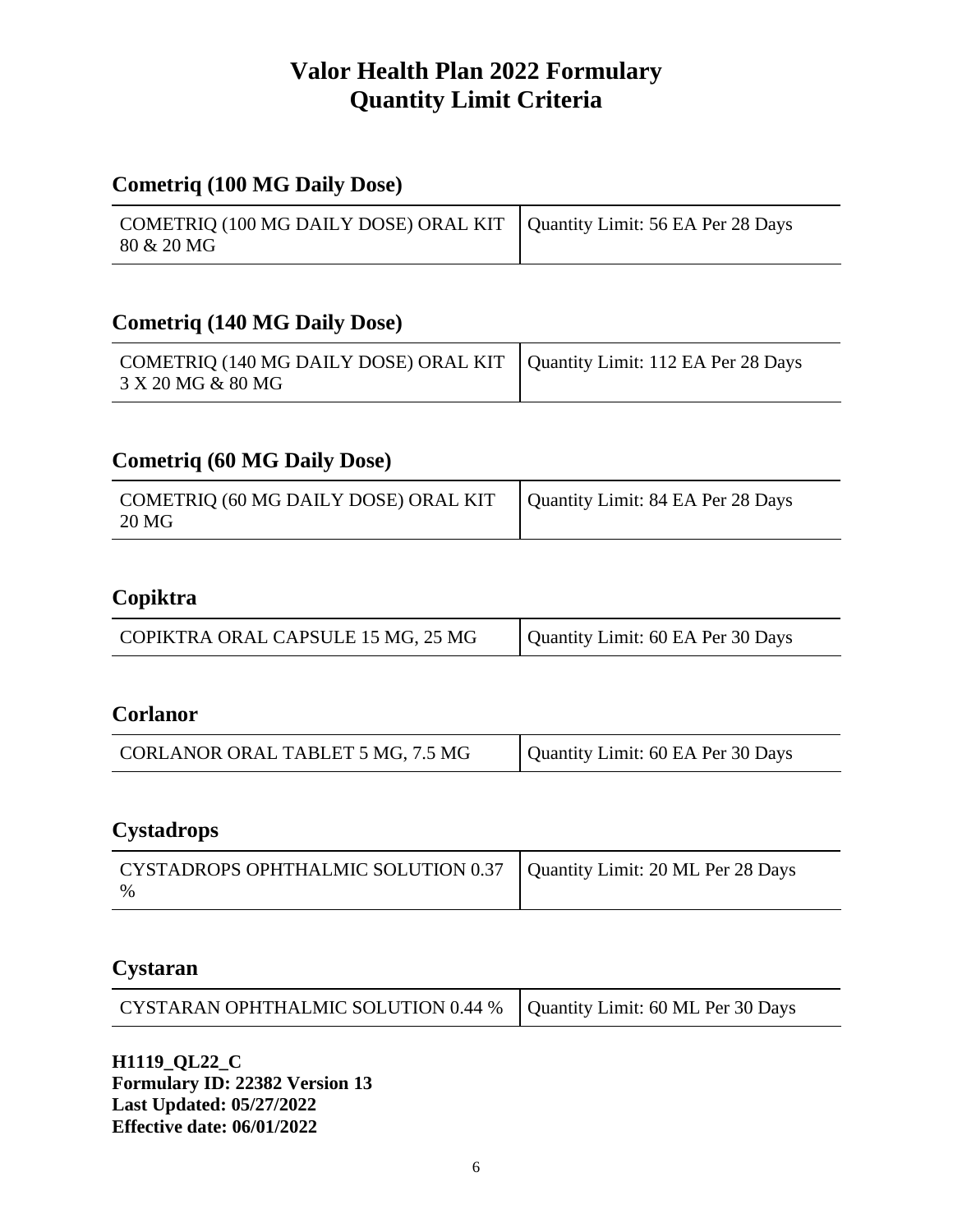# Valor Health Plan 2022 Formulary
# Quantity Limit Criteria

## Cometriq (100 MG Daily Dose)

| | |
|---|---|
| COMETRIQ (100 MG DAILY DOSE) ORAL KIT 80 & 20 MG | Quantity Limit: 56 EA Per 28 Days |

## Cometriq (140 MG Daily Dose)

| | |
|---|---|
| COMETRIQ (140 MG DAILY DOSE) ORAL KIT 3 X 20 MG & 80 MG | Quantity Limit: 112 EA Per 28 Days |

## Cometriq (60 MG Daily Dose)

| | |
|---|---|
| COMETRIQ (60 MG DAILY DOSE) ORAL KIT 20 MG | Quantity Limit: 84 EA Per 28 Days |

## Copiktra

| | |
|---|---|
| COPIKTRA ORAL CAPSULE 15 MG, 25 MG | Quantity Limit: 60 EA Per 30 Days |

## Corlanor

| | |
|---|---|
| CORLANOR ORAL TABLET 5 MG, 7.5 MG | Quantity Limit: 60 EA Per 30 Days |

## Cystadrops

| | |
|---|---|
| CYSTADROPS OPHTHALMIC SOLUTION 0.37 % | Quantity Limit: 20 ML Per 28 Days |

## Cystaran

| | |
|---|---|
| CYSTARAN OPHTHALMIC SOLUTION 0.44 % | Quantity Limit: 60 ML Per 30 Days |

**H1119_QL22_C**
**Formulary ID: 22382 Version 13**
**Last Updated: 05/27/2022**
**Effective date: 06/01/2022**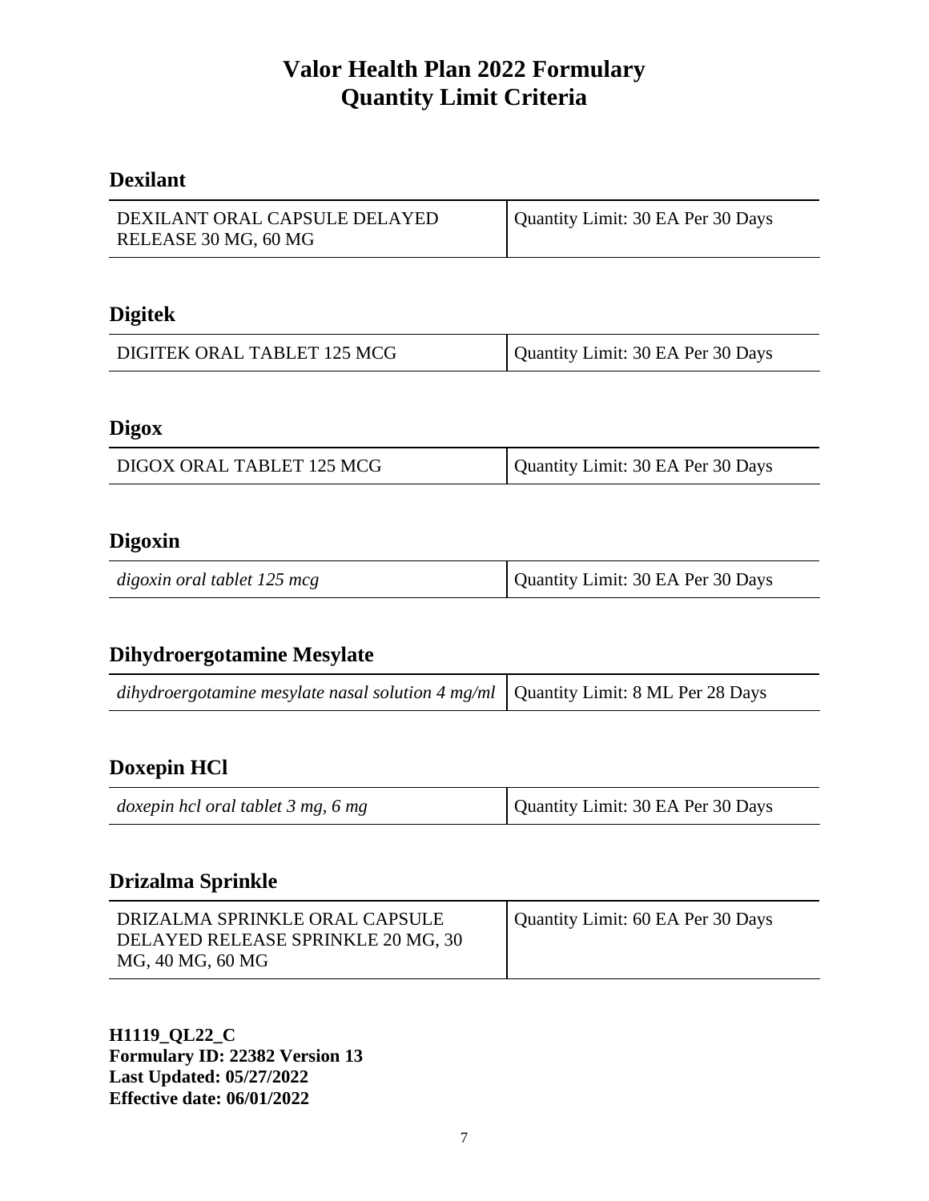# Valor Health Plan 2022 Formulary
# Quantity Limit Criteria

## Dexilant

| DEXILANT ORAL CAPSULE DELAYED RELEASE 30 MG, 60 MG | Quantity Limit: 30 EA Per 30 Days |
|---|---|

## Digitek

| DIGITEK ORAL TABLET 125 MCG | Quantity Limit: 30 EA Per 30 Days |
|---|---|

## Digox

| DIGOX ORAL TABLET 125 MCG | Quantity Limit: 30 EA Per 30 Days |
|---|---|

## Digoxin

| *digoxin oral tablet 125 mcg* | Quantity Limit: 30 EA Per 30 Days |
|---|---|

## Dihydroergotamine Mesylate

| *dihydroergotamine mesylate nasal solution 4 mg/ml* | Quantity Limit: 8 ML Per 28 Days |
|---|---|

## Doxepin HCl

| *doxepin hcl oral tablet 3 mg, 6 mg* | Quantity Limit: 30 EA Per 30 Days |
|---|---|

## Drizalma Sprinkle

| DRIZALMA SPRINKLE ORAL CAPSULE DELAYED RELEASE SPRINKLE 20 MG, 30 MG, 40 MG, 60 MG | Quantity Limit: 60 EA Per 30 Days |
|---|---|

**H1119_QL22_C**
**Formulary ID: 22382 Version 13**
**Last Updated: 05/27/2022**
**Effective date: 06/01/2022**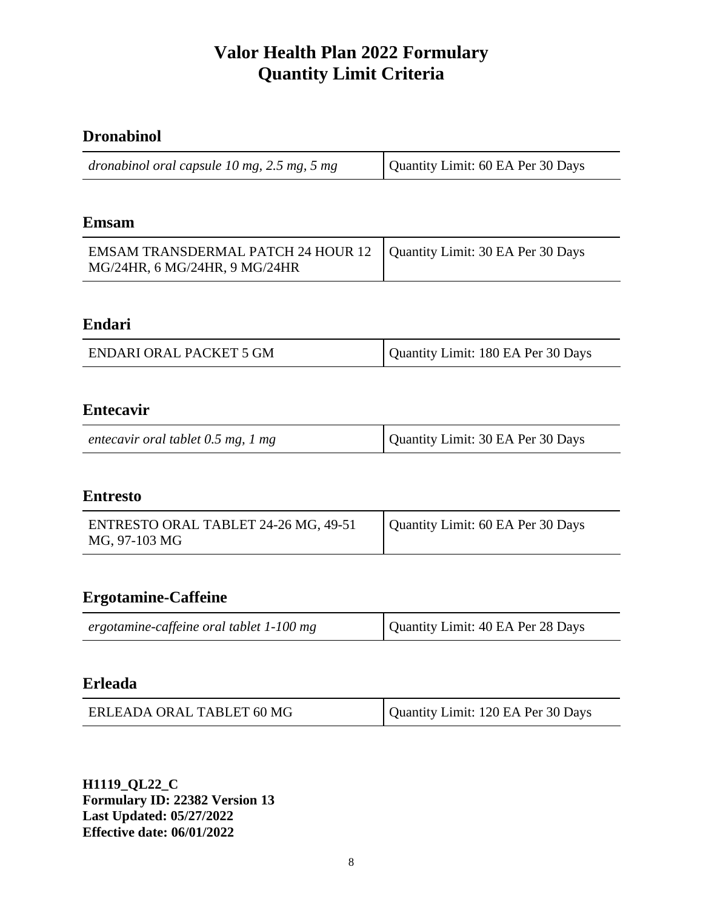# Valor Health Plan 2022 Formulary
# Quantity Limit Criteria

## Dronabinol

| | |
|---|---|
| *dronabinol oral capsule 10 mg, 2.5 mg, 5 mg* | Quantity Limit: 60 EA Per 30 Days |

## Emsam

| | |
|---|---|
| EMSAM TRANSDERMAL PATCH 24 HOUR 12 MG/24HR, 6 MG/24HR, 9 MG/24HR | Quantity Limit: 30 EA Per 30 Days |

## Endari

| | |
|---|---|
| ENDARI ORAL PACKET 5 GM | Quantity Limit: 180 EA Per 30 Days |

## Entecavir

| | |
|---|---|
| *entecavir oral tablet 0.5 mg, 1 mg* | Quantity Limit: 30 EA Per 30 Days |

## Entresto

| | |
|---|---|
| ENTRESTO ORAL TABLET 24-26 MG, 49-51 MG, 97-103 MG | Quantity Limit: 60 EA Per 30 Days |

## Ergotamine-Caffeine

| | |
|---|---|
| *ergotamine-caffeine oral tablet 1-100 mg* | Quantity Limit: 40 EA Per 28 Days |

## Erleada

| | |
|---|---|
| ERLEADA ORAL TABLET 60 MG | Quantity Limit: 120 EA Per 30 Days |

**H1119_QL22_C**
**Formulary ID: 22382 Version 13**
**Last Updated: 05/27/2022**
**Effective date: 06/01/2022**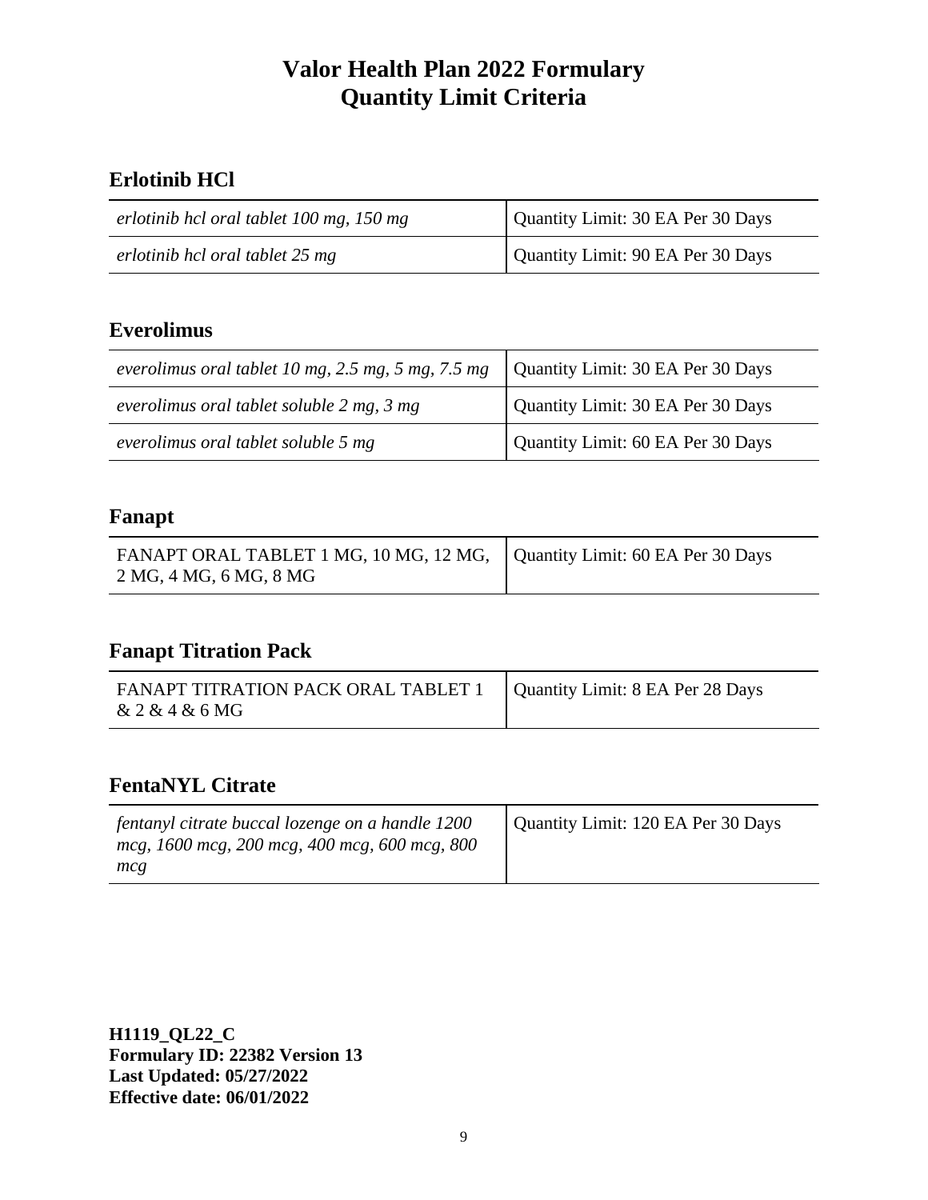# Valor Health Plan 2022 Formulary
# Quantity Limit Criteria

## Erlotinib HCl

| | |
|---|---|
| *erlotinib hcl oral tablet 100 mg, 150 mg* | Quantity Limit: 30 EA Per 30 Days |
| *erlotinib hcl oral tablet 25 mg* | Quantity Limit: 90 EA Per 30 Days |

## Everolimus

| | |
|---|---|
| *everolimus oral tablet 10 mg, 2.5 mg, 5 mg, 7.5 mg* | Quantity Limit: 30 EA Per 30 Days |
| *everolimus oral tablet soluble 2 mg, 3 mg* | Quantity Limit: 30 EA Per 30 Days |
| *everolimus oral tablet soluble 5 mg* | Quantity Limit: 60 EA Per 30 Days |

## Fanapt

| | |
|---|---|
| FANAPT ORAL TABLET 1 MG, 10 MG, 12 MG, 2 MG, 4 MG, 6 MG, 8 MG | Quantity Limit: 60 EA Per 30 Days |

## Fanapt Titration Pack

| | |
|---|---|
| FANAPT TITRATION PACK ORAL TABLET 1 & 2 & 4 & 6 MG | Quantity Limit: 8 EA Per 28 Days |

## FentaNYL Citrate

| | |
|---|---|
| *fentanyl citrate buccal lozenge on a handle 1200 mcg, 1600 mcg, 200 mcg, 400 mcg, 600 mcg, 800 mcg* | Quantity Limit: 120 EA Per 30 Days |

**H1119_QL22_C**
**Formulary ID: 22382 Version 13**
**Last Updated: 05/27/2022**
**Effective date: 06/01/2022**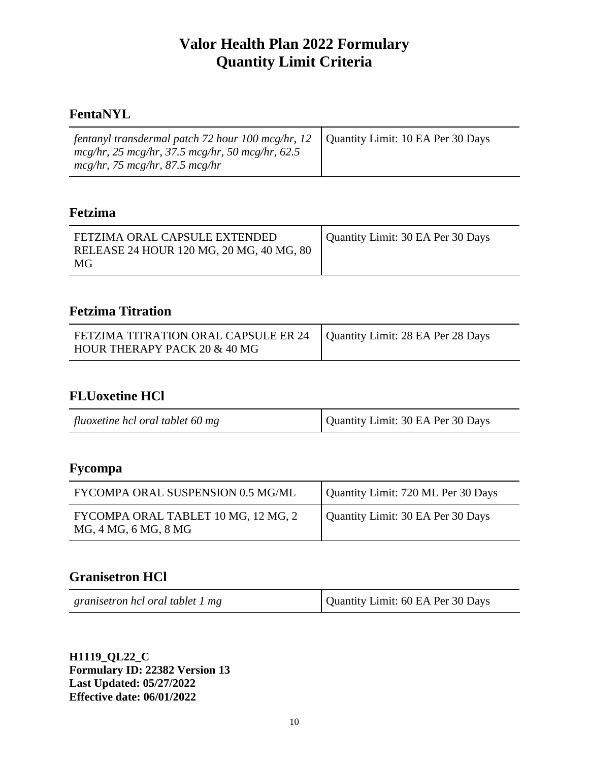# Valor Health Plan 2022 Formulary
# Quantity Limit Criteria

## FentaNYL

| | |
|---|---|
| *fentanyl transdermal patch 72 hour 100 mcg/hr, 12 mcg/hr, 25 mcg/hr, 37.5 mcg/hr, 50 mcg/hr, 62.5 mcg/hr, 75 mcg/hr, 87.5 mcg/hr* | Quantity Limit: 10 EA Per 30 Days |

## Fetzima

| | |
|---|---|
| FETZIMA ORAL CAPSULE EXTENDED RELEASE 24 HOUR 120 MG, 20 MG, 40 MG, 80 MG | Quantity Limit: 30 EA Per 30 Days |

## Fetzima Titration

| | |
|---|---|
| FETZIMA TITRATION ORAL CAPSULE ER 24 HOUR THERAPY PACK 20 & 40 MG | Quantity Limit: 28 EA Per 28 Days |

## FLUoxetine HCl

| | |
|---|---|
| *fluoxetine hcl oral tablet 60 mg* | Quantity Limit: 30 EA Per 30 Days |

## Fycompa

| | |
|---|---|
| FYCOMPA ORAL SUSPENSION 0.5 MG/ML | Quantity Limit: 720 ML Per 30 Days |
| FYCOMPA ORAL TABLET 10 MG, 12 MG, 2 MG, 4 MG, 6 MG, 8 MG | Quantity Limit: 30 EA Per 30 Days |

## Granisetron HCl

| | |
|---|---|
| *granisetron hcl oral tablet 1 mg* | Quantity Limit: 60 EA Per 30 Days |

**H1119_QL22_C**
**Formulary ID: 22382 Version 13**
**Last Updated: 05/27/2022**
**Effective date: 06/01/2022**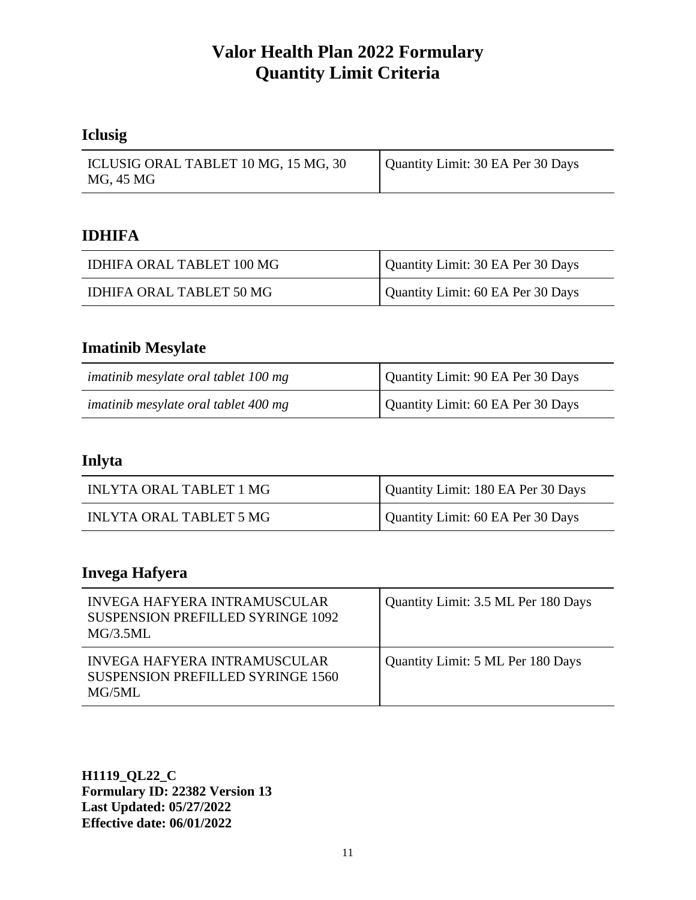## Iclusig

| ICLUSIG ORAL TABLET 10 MG, 15 MG, 30 MG, 45 MG | Quantity Limit: 30 EA Per 30 Days |
|---|---|

## IDHIFA

| IDHIFA ORAL TABLET 100 MG | Quantity Limit: 30 EA Per 30 Days |
|---|---|
| IDHIFA ORAL TABLET 50 MG | Quantity Limit: 60 EA Per 30 Days |

## Imatinib Mesylate

| *imatinib mesylate oral tablet 100 mg* | Quantity Limit: 90 EA Per 30 Days |
|---|---|
| *imatinib mesylate oral tablet 400 mg* | Quantity Limit: 60 EA Per 30 Days |

## Inlyta

| INLYTA ORAL TABLET 1 MG | Quantity Limit: 180 EA Per 30 Days |
|---|---|
| INLYTA ORAL TABLET 5 MG | Quantity Limit: 60 EA Per 30 Days |

## Invega Hafyera

| INVEGA HAFYERA INTRAMUSCULAR SUSPENSION PREFILLED SYRINGE 1092 MG/3.5ML | Quantity Limit: 3.5 ML Per 180 Days |
|---|---|
| INVEGA HAFYERA INTRAMUSCULAR SUSPENSION PREFILLED SYRINGE 1560 MG/5ML | Quantity Limit: 5 ML Per 180 Days |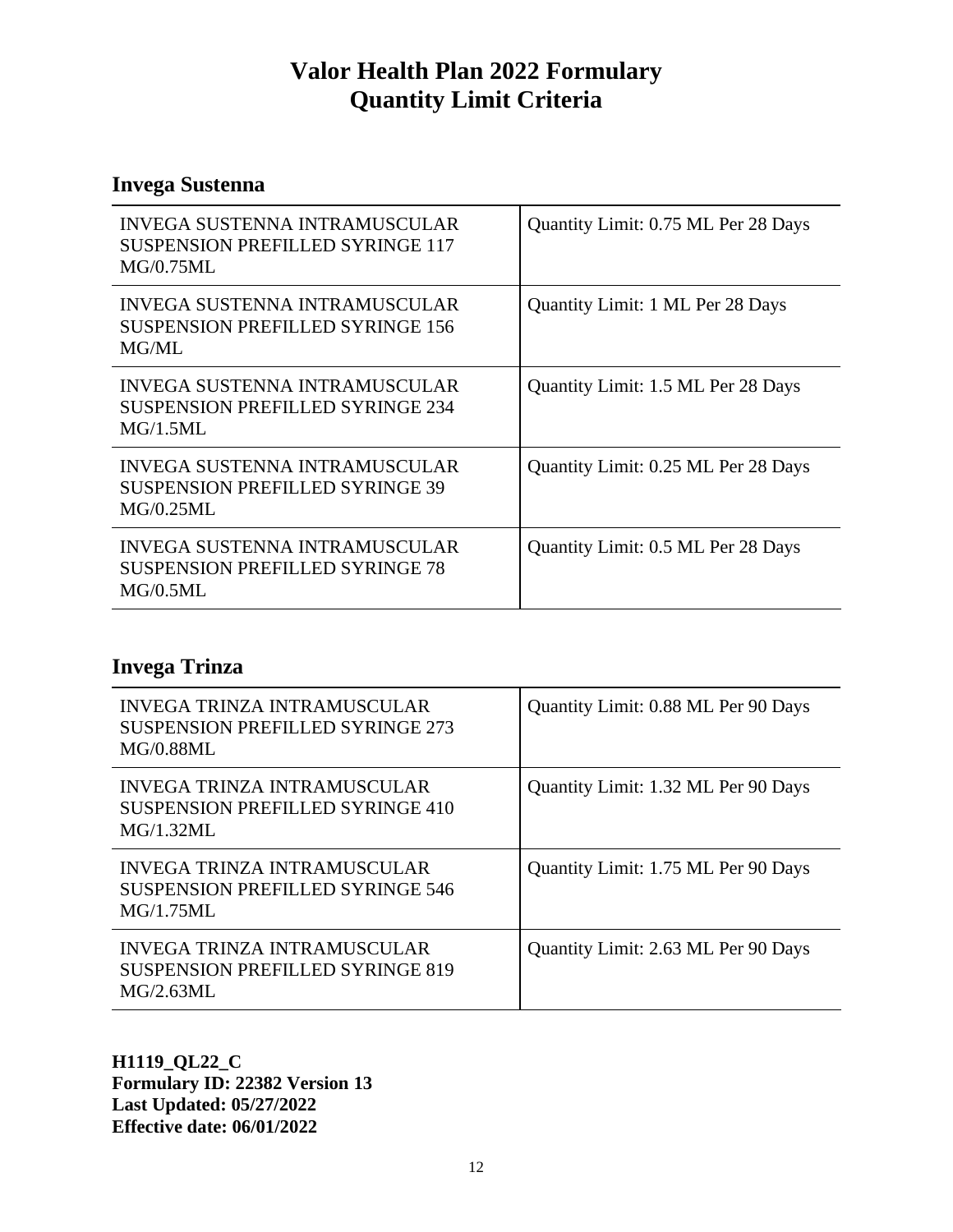# Valor Health Plan 2022 Formulary
# Quantity Limit Criteria

## Invega Sustenna

| | |
|---|---|
| INVEGA SUSTENNA INTRAMUSCULAR SUSPENSION PREFILLED SYRINGE 117 MG/0.75ML | Quantity Limit: 0.75 ML Per 28 Days |
| INVEGA SUSTENNA INTRAMUSCULAR SUSPENSION PREFILLED SYRINGE 156 MG/ML | Quantity Limit: 1 ML Per 28 Days |
| INVEGA SUSTENNA INTRAMUSCULAR SUSPENSION PREFILLED SYRINGE 234 MG/1.5ML | Quantity Limit: 1.5 ML Per 28 Days |
| INVEGA SUSTENNA INTRAMUSCULAR SUSPENSION PREFILLED SYRINGE 39 MG/0.25ML | Quantity Limit: 0.25 ML Per 28 Days |
| INVEGA SUSTENNA INTRAMUSCULAR SUSPENSION PREFILLED SYRINGE 78 MG/0.5ML | Quantity Limit: 0.5 ML Per 28 Days |

## Invega Trinza

| | |
|---|---|
| INVEGA TRINZA INTRAMUSCULAR SUSPENSION PREFILLED SYRINGE 273 MG/0.88ML | Quantity Limit: 0.88 ML Per 90 Days |
| INVEGA TRINZA INTRAMUSCULAR SUSPENSION PREFILLED SYRINGE 410 MG/1.32ML | Quantity Limit: 1.32 ML Per 90 Days |
| INVEGA TRINZA INTRAMUSCULAR SUSPENSION PREFILLED SYRINGE 546 MG/1.75ML | Quantity Limit: 1.75 ML Per 90 Days |
| INVEGA TRINZA INTRAMUSCULAR SUSPENSION PREFILLED SYRINGE 819 MG/2.63ML | Quantity Limit: 2.63 ML Per 90 Days |

**H1119_QL22_C**
**Formulary ID: 22382 Version 13**
**Last Updated: 05/27/2022**
**Effective date: 06/01/2022**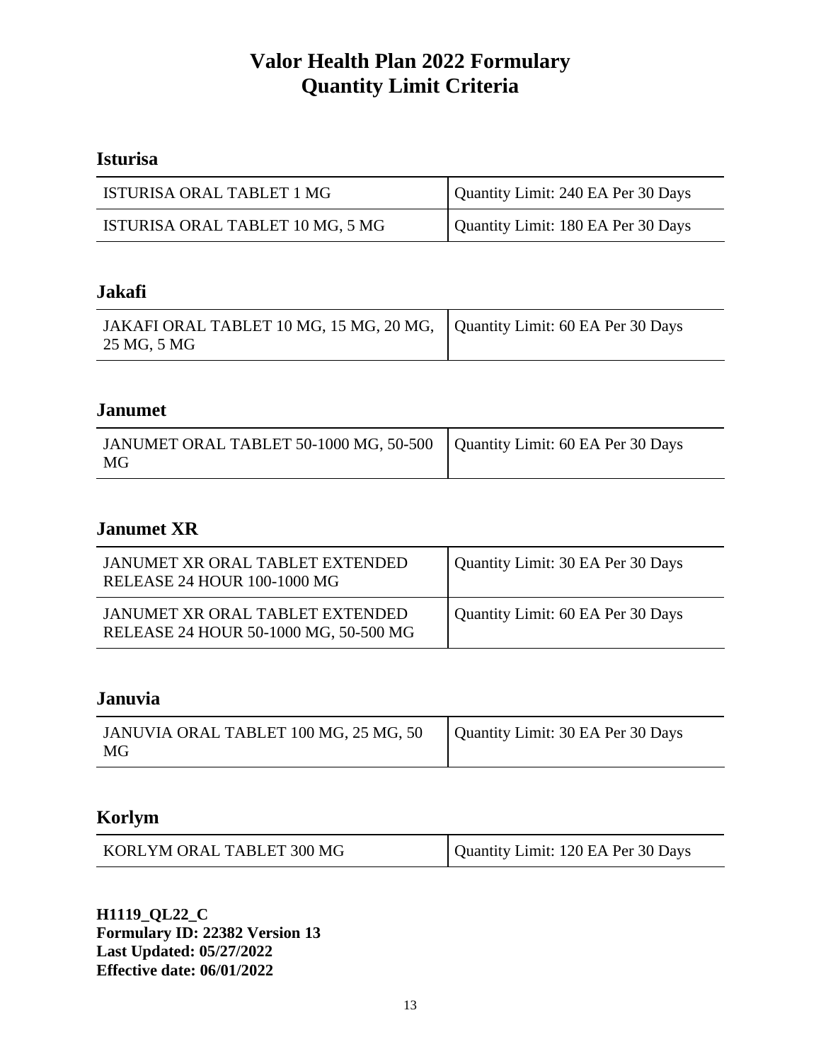# Valor Health Plan 2022 Formulary
# Quantity Limit Criteria

## Isturisa

| | |
|---|---|
| ISTURISA ORAL TABLET 1 MG | Quantity Limit: 240 EA Per 30 Days |
| ISTURISA ORAL TABLET 10 MG, 5 MG | Quantity Limit: 180 EA Per 30 Days |

## Jakafi

| | |
|---|---|
| JAKAFI ORAL TABLET 10 MG, 15 MG, 20 MG, 25 MG, 5 MG | Quantity Limit: 60 EA Per 30 Days |

## Janumet

| | |
|---|---|
| JANUMET ORAL TABLET 50-1000 MG, 50-500 MG | Quantity Limit: 60 EA Per 30 Days |

## Janumet XR

| | |
|---|---|
| JANUMET XR ORAL TABLET EXTENDED RELEASE 24 HOUR 100-1000 MG | Quantity Limit: 30 EA Per 30 Days |
| JANUMET XR ORAL TABLET EXTENDED RELEASE 24 HOUR 50-1000 MG, 50-500 MG | Quantity Limit: 60 EA Per 30 Days |

## Januvia

| | |
|---|---|
| JANUVIA ORAL TABLET 100 MG, 25 MG, 50 MG | Quantity Limit: 30 EA Per 30 Days |

## Korlym

| | |
|---|---|
| KORLYM ORAL TABLET 300 MG | Quantity Limit: 120 EA Per 30 Days |

**H1119_QL22_C**
**Formulary ID: 22382 Version 13**
**Last Updated: 05/27/2022**
**Effective date: 06/01/2022**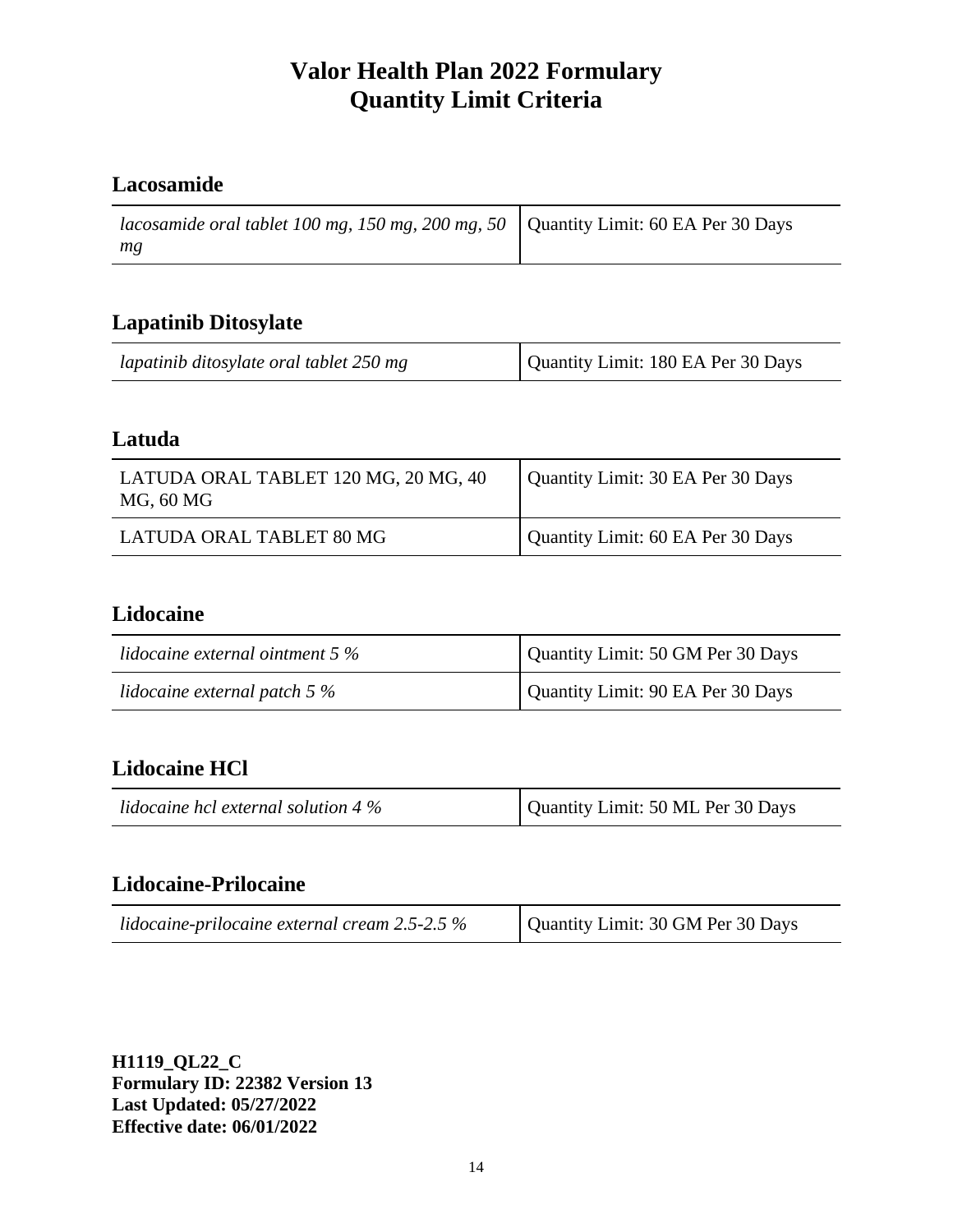# Valor Health Plan 2022 Formulary
# Quantity Limit Criteria

## Lacosamide

| | |
|---|---|
| *lacosamide oral tablet 100 mg, 150 mg, 200 mg, 50 mg* | Quantity Limit: 60 EA Per 30 Days |

## Lapatinib Ditosylate

| | |
|---|---|
| *lapatinib ditosylate oral tablet 250 mg* | Quantity Limit: 180 EA Per 30 Days |

## Latuda

| | |
|---|---|
| LATUDA ORAL TABLET 120 MG, 20 MG, 40 MG, 60 MG | Quantity Limit: 30 EA Per 30 Days |
| LATUDA ORAL TABLET 80 MG | Quantity Limit: 60 EA Per 30 Days |

## Lidocaine

| | |
|---|---|
| *lidocaine external ointment 5 %* | Quantity Limit: 50 GM Per 30 Days |
| *lidocaine external patch 5 %* | Quantity Limit: 90 EA Per 30 Days |

## Lidocaine HCl

| | |
|---|---|
| *lidocaine hcl external solution 4 %* | Quantity Limit: 50 ML Per 30 Days |

## Lidocaine-Prilocaine

| | |
|---|---|
| *lidocaine-prilocaine external cream 2.5-2.5 %* | Quantity Limit: 30 GM Per 30 Days |

**H1119_QL22_C**
**Formulary ID: 22382 Version 13**
**Last Updated: 05/27/2022**
**Effective date: 06/01/2022**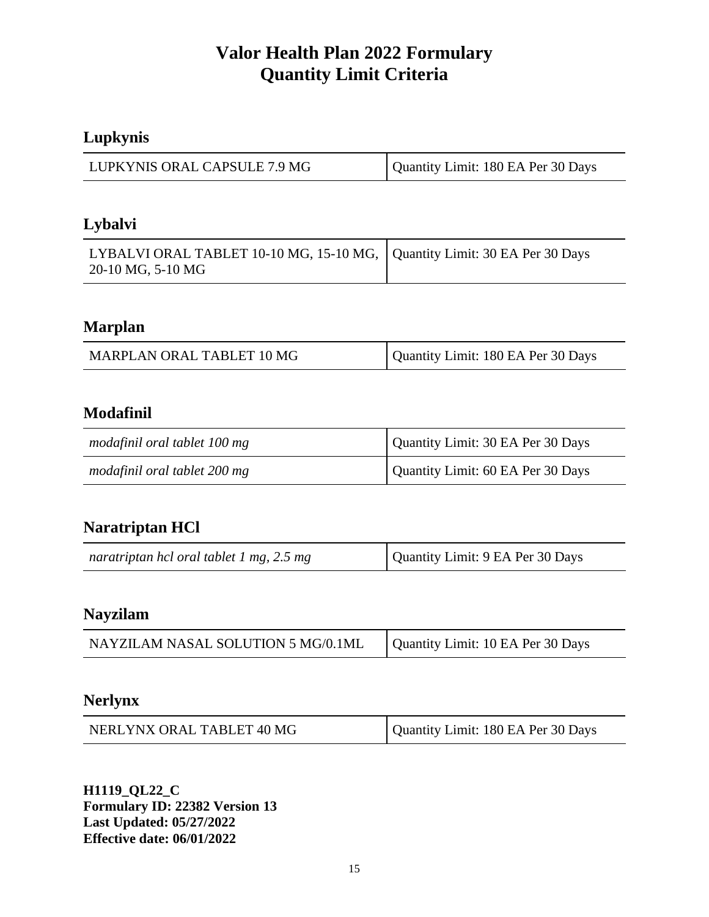# Valor Health Plan 2022 Formulary
# Quantity Limit Criteria

## Lupkynis

| | |
|---|---|
| LUPKYNIS ORAL CAPSULE 7.9 MG | Quantity Limit: 180 EA Per 30 Days |

## Lybalvi

| | |
|---|---|
| LYBALVI ORAL TABLET 10-10 MG, 15-10 MG, 20-10 MG, 5-10 MG | Quantity Limit: 30 EA Per 30 Days |

## Marplan

| | |
|---|---|
| MARPLAN ORAL TABLET 10 MG | Quantity Limit: 180 EA Per 30 Days |

## Modafinil

| | |
|---|---|
| *modafinil oral tablet 100 mg* | Quantity Limit: 30 EA Per 30 Days |
| *modafinil oral tablet 200 mg* | Quantity Limit: 60 EA Per 30 Days |

## Naratriptan HCl

| | |
|---|---|
| *naratriptan hcl oral tablet 1 mg, 2.5 mg* | Quantity Limit: 9 EA Per 30 Days |

## Nayzilam

| | |
|---|---|
| NAYZILAM NASAL SOLUTION 5 MG/0.1ML | Quantity Limit: 10 EA Per 30 Days |

## Nerlynx

| | |
|---|---|
| NERLYNX ORAL TABLET 40 MG | Quantity Limit: 180 EA Per 30 Days |

**H1119_QL22_C**
**Formulary ID: 22382 Version 13**
**Last Updated: 05/27/2022**
**Effective date: 06/01/2022**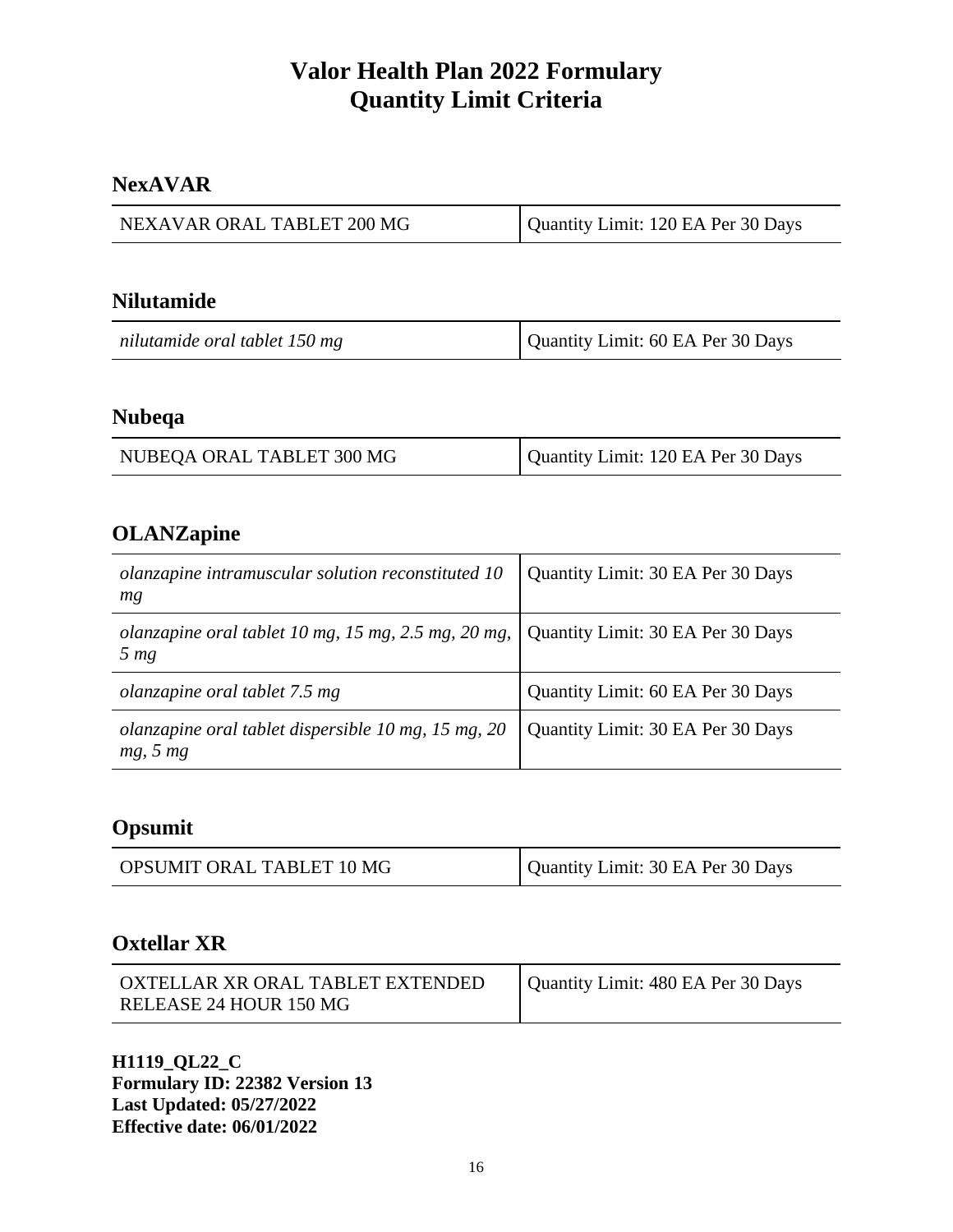# Valor Health Plan 2022 Formulary
# Quantity Limit Criteria

## NexAVAR

| NEXAVAR ORAL TABLET 200 MG | Quantity Limit: 120 EA Per 30 Days |
|---|---|

## Nilutamide

| *nilutamide oral tablet 150 mg* | Quantity Limit: 60 EA Per 30 Days |
|---|---|

## Nubeqa

| NUBEQA ORAL TABLET 300 MG | Quantity Limit: 120 EA Per 30 Days |
|---|---|

## OLANZapine

| *olanzapine intramuscular solution reconstituted 10 mg* | Quantity Limit: 30 EA Per 30 Days |
|---|---|
| *olanzapine oral tablet 10 mg, 15 mg, 2.5 mg, 20 mg, 5 mg* | Quantity Limit: 30 EA Per 30 Days |
| *olanzapine oral tablet 7.5 mg* | Quantity Limit: 60 EA Per 30 Days |
| *olanzapine oral tablet dispersible 10 mg, 15 mg, 20 mg, 5 mg* | Quantity Limit: 30 EA Per 30 Days |

## Opsumit

| OPSUMIT ORAL TABLET 10 MG | Quantity Limit: 30 EA Per 30 Days |
|---|---|

## Oxtellar XR

| OXTELLAR XR ORAL TABLET EXTENDED RELEASE 24 HOUR 150 MG | Quantity Limit: 480 EA Per 30 Days |
|---|---|

**H1119_QL22_C**
**Formulary ID: 22382 Version 13**
**Last Updated: 05/27/2022**
**Effective date: 06/01/2022**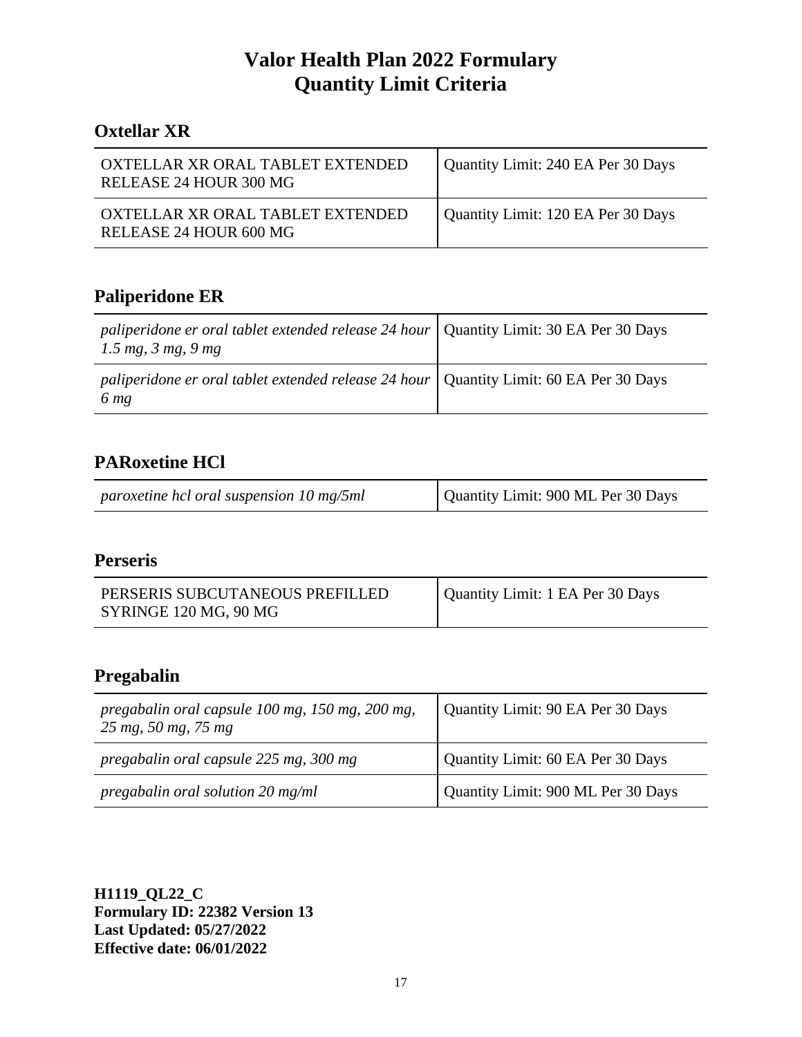# Valor Health Plan 2022 Formulary
# Quantity Limit Criteria

## Oxtellar XR

| | |
|---|---|
| OXTELLAR XR ORAL TABLET EXTENDED RELEASE 24 HOUR 300 MG | Quantity Limit: 240 EA Per 30 Days |
| OXTELLAR XR ORAL TABLET EXTENDED RELEASE 24 HOUR 600 MG | Quantity Limit: 120 EA Per 30 Days |

## Paliperidone ER

| | |
|---|---|
| *paliperidone er oral tablet extended release 24 hour 1.5 mg, 3 mg, 9 mg* | Quantity Limit: 30 EA Per 30 Days |
| *paliperidone er oral tablet extended release 24 hour 6 mg* | Quantity Limit: 60 EA Per 30 Days |

## PARoxetine HCl

| | |
|---|---|
| *paroxetine hcl oral suspension 10 mg/5ml* | Quantity Limit: 900 ML Per 30 Days |

## Perseris

| | |
|---|---|
| PERSERIS SUBCUTANEOUS PREFILLED SYRINGE 120 MG, 90 MG | Quantity Limit: 1 EA Per 30 Days |

## Pregabalin

| | |
|---|---|
| *pregabalin oral capsule 100 mg, 150 mg, 200 mg, 25 mg, 50 mg, 75 mg* | Quantity Limit: 90 EA Per 30 Days |
| *pregabalin oral capsule 225 mg, 300 mg* | Quantity Limit: 60 EA Per 30 Days |
| *pregabalin oral solution 20 mg/ml* | Quantity Limit: 900 ML Per 30 Days |

**H1119_QL22_C**
**Formulary ID: 22382 Version 13**
**Last Updated: 05/27/2022**
**Effective date: 06/01/2022**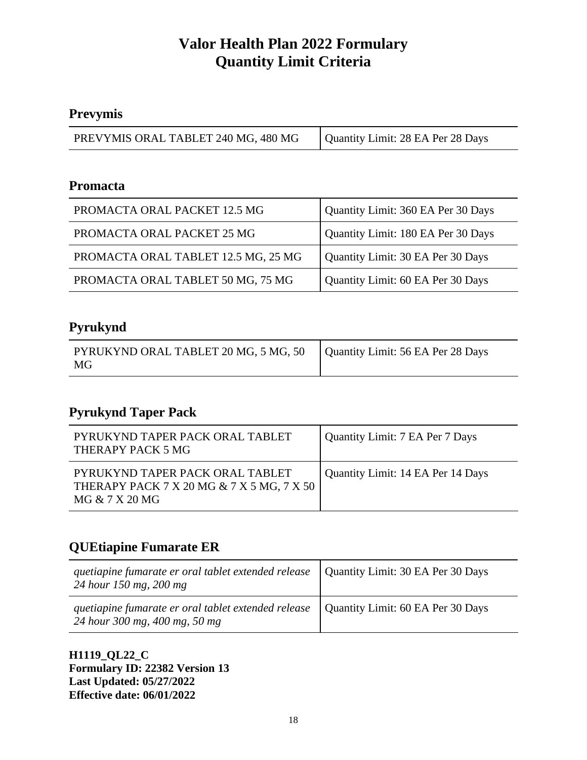# Valor Health Plan 2022 Formulary
# Quantity Limit Criteria

## Prevymis

| | |
|---|---|
| PREVYMIS ORAL TABLET 240 MG, 480 MG | Quantity Limit: 28 EA Per 28 Days |

## Promacta

| | |
|---|---|
| PROMACTA ORAL PACKET 12.5 MG | Quantity Limit: 360 EA Per 30 Days |
| PROMACTA ORAL PACKET 25 MG | Quantity Limit: 180 EA Per 30 Days |
| PROMACTA ORAL TABLET 12.5 MG, 25 MG | Quantity Limit: 30 EA Per 30 Days |
| PROMACTA ORAL TABLET 50 MG, 75 MG | Quantity Limit: 60 EA Per 30 Days |

## Pyrukynd

| | |
|---|---|
| PYRUKYND ORAL TABLET 20 MG, 5 MG, 50 MG | Quantity Limit: 56 EA Per 28 Days |

## Pyrukynd Taper Pack

| | |
|---|---|
| PYRUKYND TAPER PACK ORAL TABLET THERAPY PACK 5 MG | Quantity Limit: 7 EA Per 7 Days |
| PYRUKYND TAPER PACK ORAL TABLET THERAPY PACK 7 X 20 MG & 7 X 5 MG, 7 X 50 MG & 7 X 20 MG | Quantity Limit: 14 EA Per 14 Days |

## QUEtiapine Fumarate ER

| | |
|---|---|
| *quetiapine fumarate er oral tablet extended release 24 hour 150 mg, 200 mg* | Quantity Limit: 30 EA Per 30 Days |
| *quetiapine fumarate er oral tablet extended release 24 hour 300 mg, 400 mg, 50 mg* | Quantity Limit: 60 EA Per 30 Days |

**H1119_QL22_C**
**Formulary ID: 22382 Version 13**
**Last Updated: 05/27/2022**
**Effective date: 06/01/2022**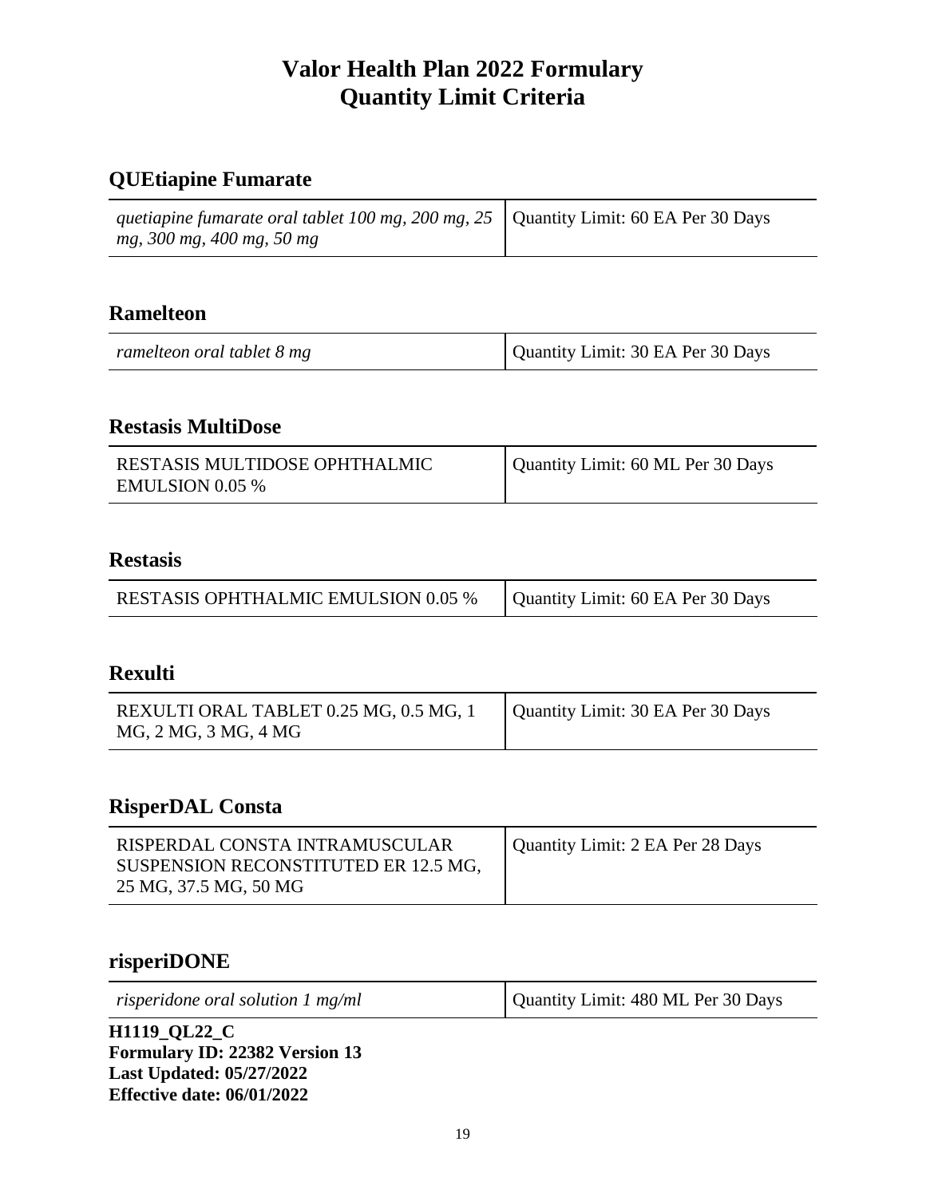# Valor Health Plan 2022 Formulary
# Quantity Limit Criteria

## QUEtiapine Fumarate

| | |
|---|---|
| *quetiapine fumarate oral tablet 100 mg, 200 mg, 25 mg, 300 mg, 400 mg, 50 mg* | Quantity Limit: 60 EA Per 30 Days |

## Ramelteon

| | |
|---|---|
| *ramelteon oral tablet 8 mg* | Quantity Limit: 30 EA Per 30 Days |

## Restasis MultiDose

| | |
|---|---|
| RESTASIS MULTIDOSE OPHTHALMIC EMULSION 0.05 % | Quantity Limit: 60 ML Per 30 Days |

## Restasis

| | |
|---|---|
| RESTASIS OPHTHALMIC EMULSION 0.05 % | Quantity Limit: 60 EA Per 30 Days |

## Rexulti

| | |
|---|---|
| REXULTI ORAL TABLET 0.25 MG, 0.5 MG, 1 MG, 2 MG, 3 MG, 4 MG | Quantity Limit: 30 EA Per 30 Days |

## RisperDAL Consta

| | |
|---|---|
| RISPERDAL CONSTA INTRAMUSCULAR SUSPENSION RECONSTITUTED ER 12.5 MG, 25 MG, 37.5 MG, 50 MG | Quantity Limit: 2 EA Per 28 Days |

## risperiDONE

| | |
|---|---|
| *risperidone oral solution 1 mg/ml* | Quantity Limit: 480 ML Per 30 Days |

**H1119_QL22_C**
**Formulary ID: 22382 Version 13**
**Last Updated: 05/27/2022**
**Effective date: 06/01/2022**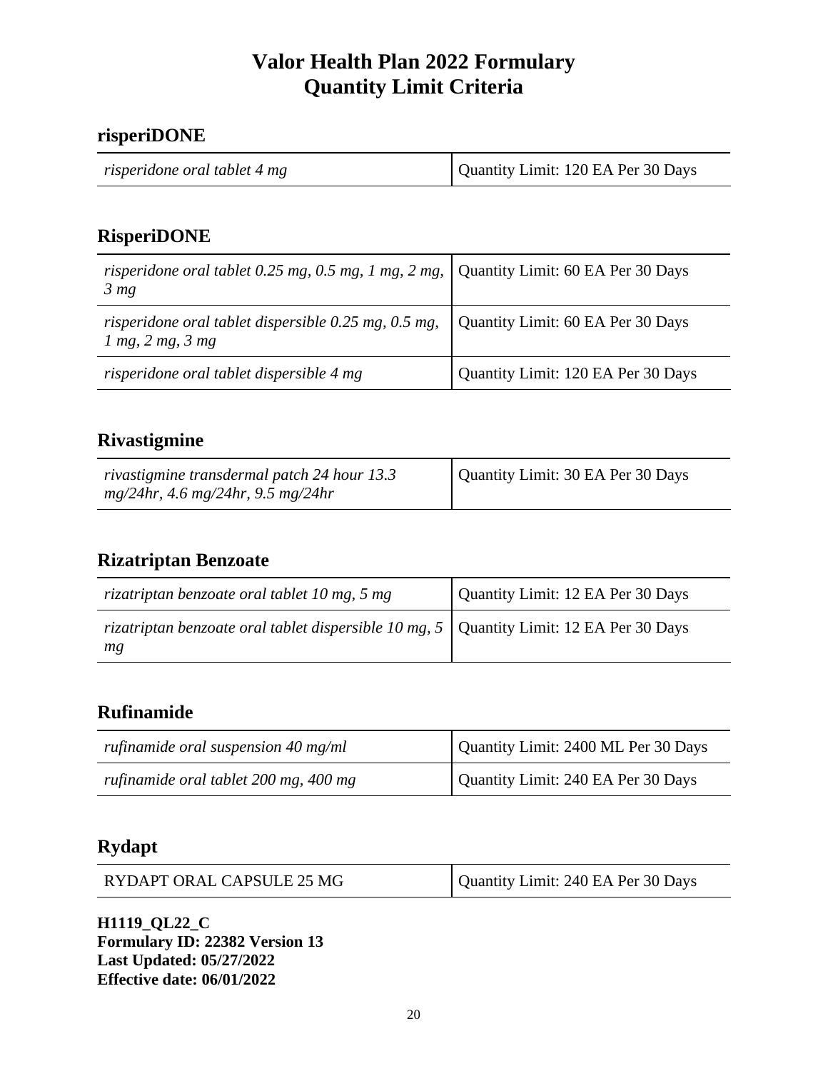# Valor Health Plan 2022 Formulary
# Quantity Limit Criteria

## risperiDONE

| | |
|---|---|
| *risperidone oral tablet 4 mg* | Quantity Limit: 120 EA Per 30 Days |

## RisperiDONE

| | |
|---|---|
| *risperidone oral tablet 0.25 mg, 0.5 mg, 1 mg, 2 mg, 3 mg* | Quantity Limit: 60 EA Per 30 Days |
| *risperidone oral tablet dispersible 0.25 mg, 0.5 mg, 1 mg, 2 mg, 3 mg* | Quantity Limit: 60 EA Per 30 Days |
| *risperidone oral tablet dispersible 4 mg* | Quantity Limit: 120 EA Per 30 Days |

## Rivastigmine

| | |
|---|---|
| *rivastigmine transdermal patch 24 hour 13.3 mg/24hr, 4.6 mg/24hr, 9.5 mg/24hr* | Quantity Limit: 30 EA Per 30 Days |

## Rizatriptan Benzoate

| | |
|---|---|
| *rizatriptan benzoate oral tablet 10 mg, 5 mg* | Quantity Limit: 12 EA Per 30 Days |
| *rizatriptan benzoate oral tablet dispersible 10 mg, 5 mg* | Quantity Limit: 12 EA Per 30 Days |

## Rufinamide

| | |
|---|---|
| *rufinamide oral suspension 40 mg/ml* | Quantity Limit: 2400 ML Per 30 Days |
| *rufinamide oral tablet 200 mg, 400 mg* | Quantity Limit: 240 EA Per 30 Days |

## Rydapt

| | |
|---|---|
| RYDAPT ORAL CAPSULE 25 MG | Quantity Limit: 240 EA Per 30 Days |

**H1119_QL22_C**
**Formulary ID: 22382 Version 13**
**Last Updated: 05/27/2022**
**Effective date: 06/01/2022**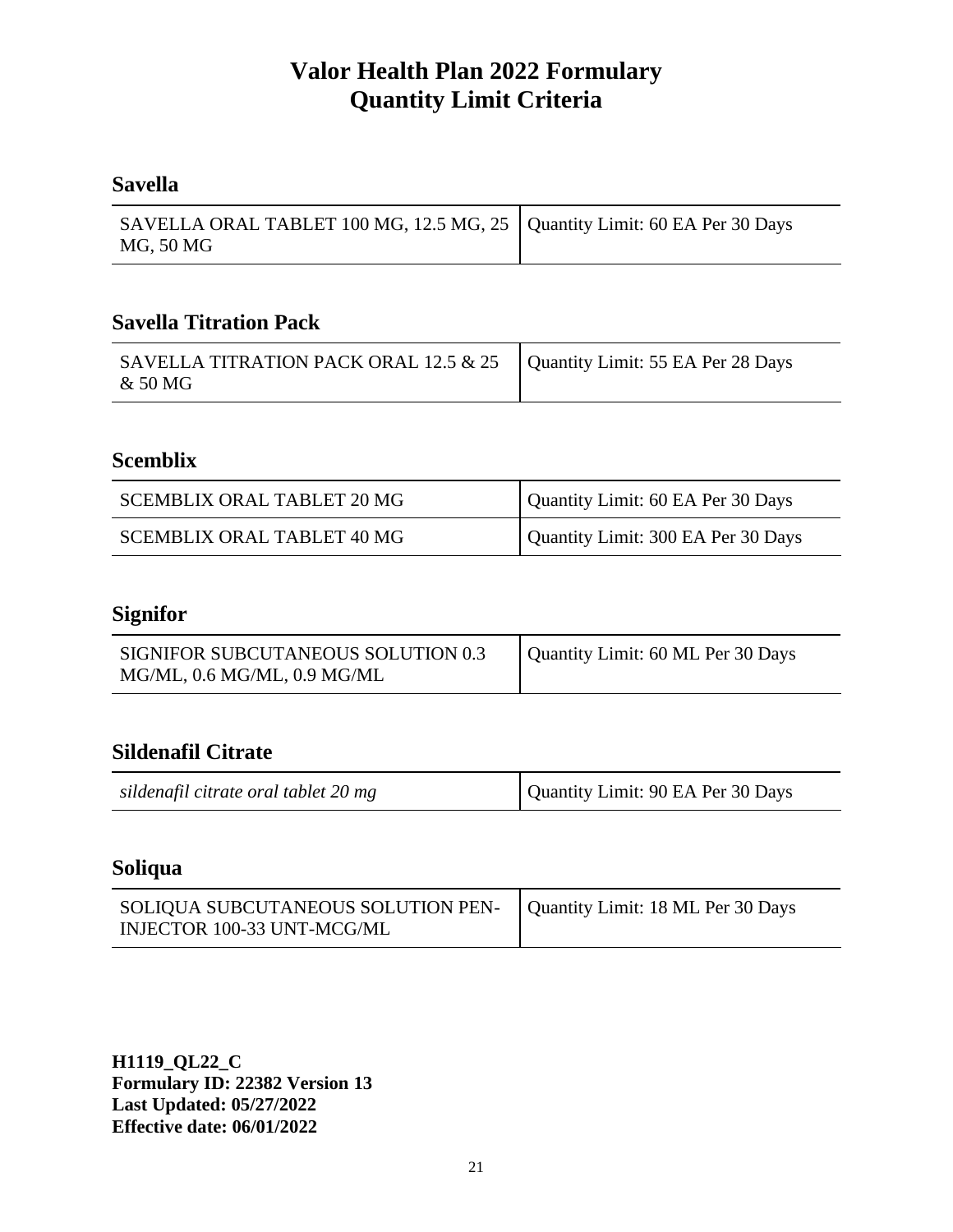# Valor Health Plan 2022 Formulary
# Quantity Limit Criteria

## Savella

| | |
|---|---|
| SAVELLA ORAL TABLET 100 MG, 12.5 MG, 25 MG, 50 MG | Quantity Limit: 60 EA Per 30 Days |

## Savella Titration Pack

| | |
|---|---|
| SAVELLA TITRATION PACK ORAL 12.5 & 25 & 50 MG | Quantity Limit: 55 EA Per 28 Days |

## Scemblix

| | |
|---|---|
| SCEMBLIX ORAL TABLET 20 MG | Quantity Limit: 60 EA Per 30 Days |
| SCEMBLIX ORAL TABLET 40 MG | Quantity Limit: 300 EA Per 30 Days |

## Signifor

| | |
|---|---|
| SIGNIFOR SUBCUTANEOUS SOLUTION 0.3 MG/ML, 0.6 MG/ML, 0.9 MG/ML | Quantity Limit: 60 ML Per 30 Days |

## Sildenafil Citrate

| | |
|---|---|
| *sildenafil citrate oral tablet 20 mg* | Quantity Limit: 90 EA Per 30 Days |

## Soliqua

| | |
|---|---|
| SOLIQUA SUBCUTANEOUS SOLUTION PEN-INJECTOR 100-33 UNT-MCG/ML | Quantity Limit: 18 ML Per 30 Days |

**H1119_QL22_C**
**Formulary ID: 22382 Version 13**
**Last Updated: 05/27/2022**
**Effective date: 06/01/2022**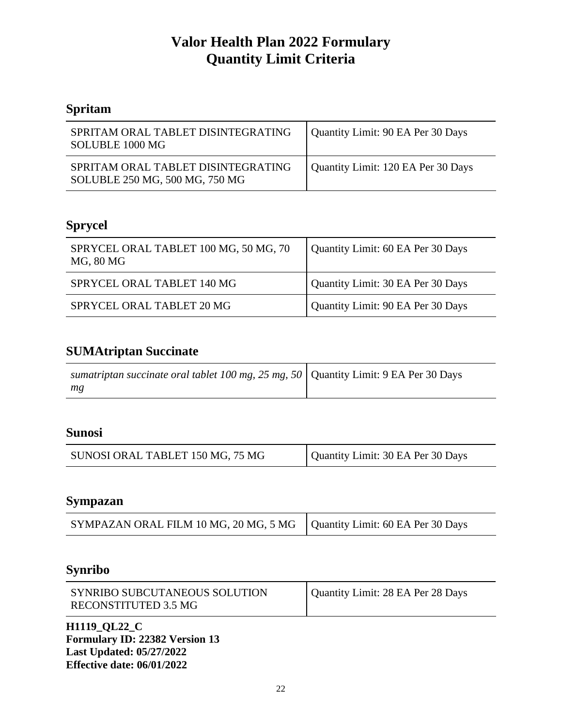# Valor Health Plan 2022 Formulary
# Quantity Limit Criteria

## Spritam

| | |
|---|---|
| SPRITAM ORAL TABLET DISINTEGRATING SOLUBLE 1000 MG | Quantity Limit: 90 EA Per 30 Days |
| SPRITAM ORAL TABLET DISINTEGRATING SOLUBLE 250 MG, 500 MG, 750 MG | Quantity Limit: 120 EA Per 30 Days |

## Sprycel

| | |
|---|---|
| SPRYCEL ORAL TABLET 100 MG, 50 MG, 70 MG, 80 MG | Quantity Limit: 60 EA Per 30 Days |
| SPRYCEL ORAL TABLET 140 MG | Quantity Limit: 30 EA Per 30 Days |
| SPRYCEL ORAL TABLET 20 MG | Quantity Limit: 90 EA Per 30 Days |

## SUMAtriptan Succinate

| | |
|---|---|
| *sumatriptan succinate oral tablet 100 mg, 25 mg, 50 mg* | Quantity Limit: 9 EA Per 30 Days |

## Sunosi

| | |
|---|---|
| SUNOSI ORAL TABLET 150 MG, 75 MG | Quantity Limit: 30 EA Per 30 Days |

## Sympazan

| | |
|---|---|
| SYMPAZAN ORAL FILM 10 MG, 20 MG, 5 MG | Quantity Limit: 60 EA Per 30 Days |

## Synribo

| | |
|---|---|
| SYNRIBO SUBCUTANEOUS SOLUTION RECONSTITUTED 3.5 MG | Quantity Limit: 28 EA Per 28 Days |

**H1119_QL22_C**
**Formulary ID: 22382 Version 13**
**Last Updated: 05/27/2022**
**Effective date: 06/01/2022**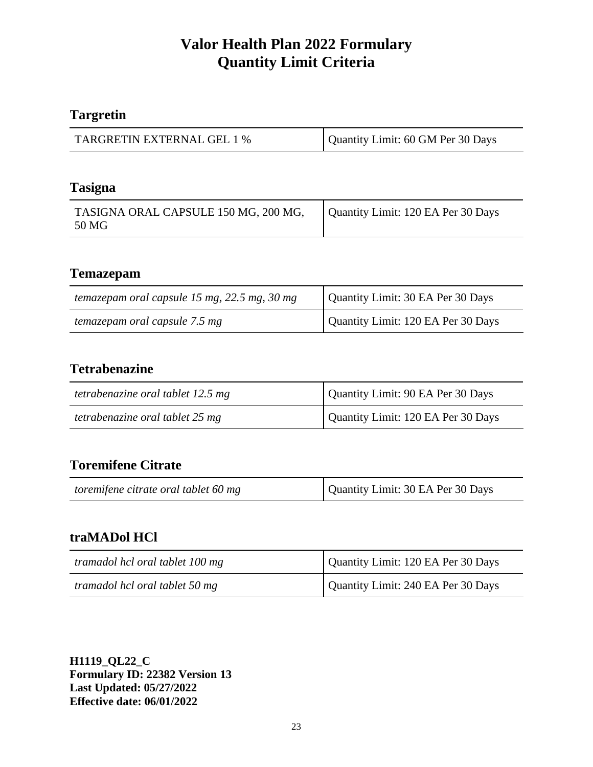# Valor Health Plan 2022 Formulary
# Quantity Limit Criteria

## Targretin

| TARGRETIN EXTERNAL GEL 1 % | Quantity Limit: 60 GM Per 30 Days |
|---|---|

## Tasigna

| TASIGNA ORAL CAPSULE 150 MG, 200 MG, 50 MG | Quantity Limit: 120 EA Per 30 Days |
|---|---|

## Temazepam

| *temazepam oral capsule 15 mg, 22.5 mg, 30 mg* | Quantity Limit: 30 EA Per 30 Days |
|---|---|
| *temazepam oral capsule 7.5 mg* | Quantity Limit: 120 EA Per 30 Days |

## Tetrabenazine

| *tetrabenazine oral tablet 12.5 mg* | Quantity Limit: 90 EA Per 30 Days |
|---|---|
| *tetrabenazine oral tablet 25 mg* | Quantity Limit: 120 EA Per 30 Days |

## Toremifene Citrate

| *toremifene citrate oral tablet 60 mg* | Quantity Limit: 30 EA Per 30 Days |
|---|---|

## traMADol HCl

| *tramadol hcl oral tablet 100 mg* | Quantity Limit: 120 EA Per 30 Days |
|---|---|
| *tramadol hcl oral tablet 50 mg* | Quantity Limit: 240 EA Per 30 Days |

**H1119_QL22_C**
**Formulary ID: 22382 Version 13**
**Last Updated: 05/27/2022**
**Effective date: 06/01/2022**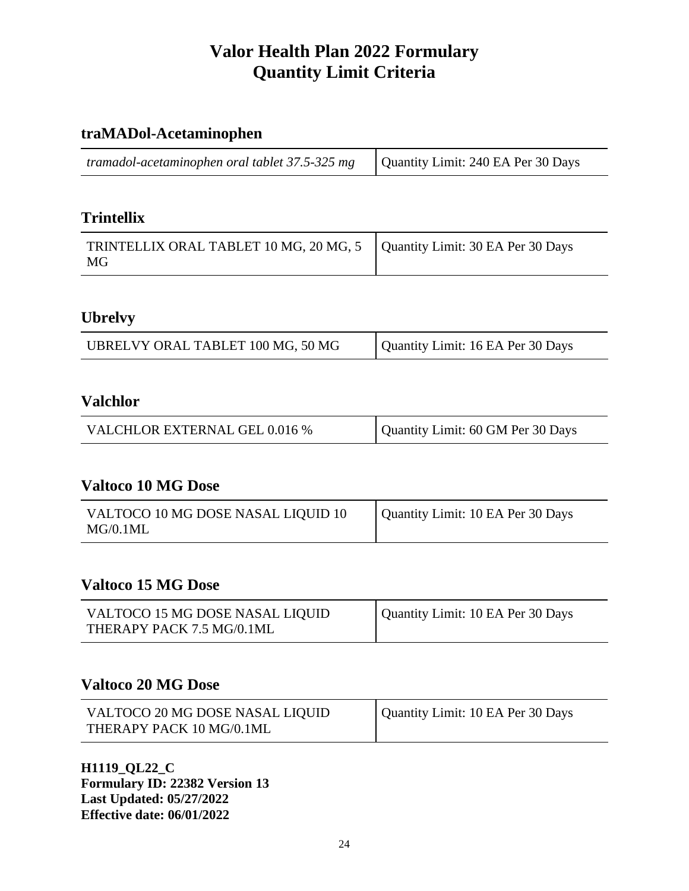### traMADol-Acetaminophen

| | |
|---|---|
| *tramadol-acetaminophen oral tablet 37.5-325 mg* | Quantity Limit: 240 EA Per 30 Days |

### Trintellix

| | |
|---|---|
| TRINTELLIX ORAL TABLET 10 MG, 20 MG, 5 MG | Quantity Limit: 30 EA Per 30 Days |

### Ubrelvy

| | |
|---|---|
| UBRELVY ORAL TABLET 100 MG, 50 MG | Quantity Limit: 16 EA Per 30 Days |

### Valchlor

| | |
|---|---|
| VALCHLOR EXTERNAL GEL 0.016 % | Quantity Limit: 60 GM Per 30 Days |

### Valtoco 10 MG Dose

| | |
|---|---|
| VALTOCO 10 MG DOSE NASAL LIQUID 10 MG/0.1ML | Quantity Limit: 10 EA Per 30 Days |

### Valtoco 15 MG Dose

| | |
|---|---|
| VALTOCO 15 MG DOSE NASAL LIQUID THERAPY PACK 7.5 MG/0.1ML | Quantity Limit: 10 EA Per 30 Days |

### Valtoco 20 MG Dose

| | |
|---|---|
| VALTOCO 20 MG DOSE NASAL LIQUID THERAPY PACK 10 MG/0.1ML | Quantity Limit: 10 EA Per 30 Days |

**H1119_QL22_C**
**Formulary ID: 22382 Version 13**
**Last Updated: 05/27/2022**
**Effective date: 06/01/2022**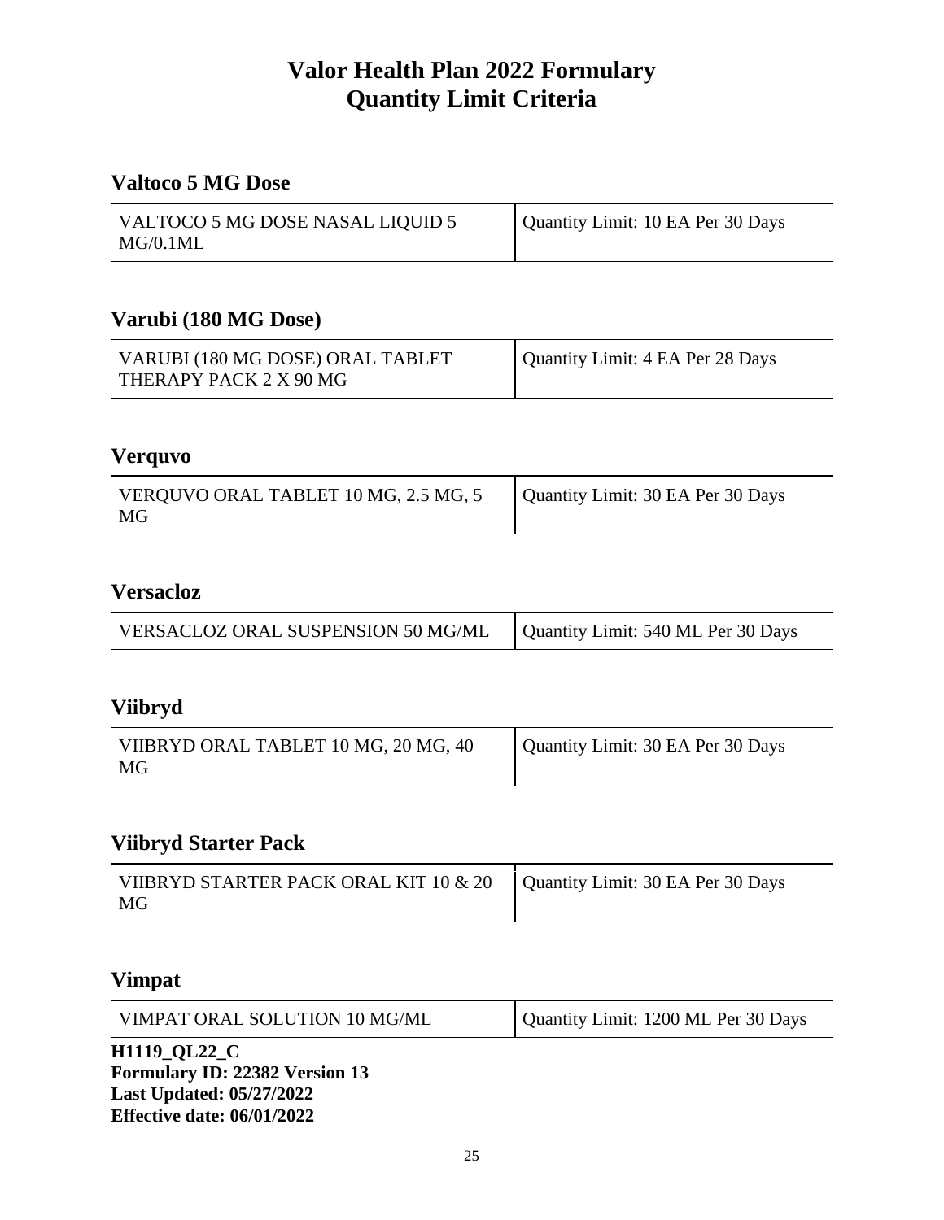# Valor Health Plan 2022 Formulary
# Quantity Limit Criteria

## Valtoco 5 MG Dose

| VALTOCO 5 MG DOSE NASAL LIQUID 5 MG/0.1ML | Quantity Limit: 10 EA Per 30 Days |
|---|---|

## Varubi (180 MG Dose)

| VARUBI (180 MG DOSE) ORAL TABLET THERAPY PACK 2 X 90 MG | Quantity Limit: 4 EA Per 28 Days |
|---|---|

## Verquvo

| VERQUVO ORAL TABLET 10 MG, 2.5 MG, 5 MG | Quantity Limit: 30 EA Per 30 Days |
|---|---|

## Versacloz

| VERSACLOZ ORAL SUSPENSION 50 MG/ML | Quantity Limit: 540 ML Per 30 Days |
|---|---|

## Viibryd

| VIIBRYD ORAL TABLET 10 MG, 20 MG, 40 MG | Quantity Limit: 30 EA Per 30 Days |
|---|---|

## Viibryd Starter Pack

| VIIBRYD STARTER PACK ORAL KIT 10 & 20 MG | Quantity Limit: 30 EA Per 30 Days |
|---|---|

## Vimpat

| VIMPAT ORAL SOLUTION 10 MG/ML | Quantity Limit: 1200 ML Per 30 Days |
|---|---|

**H1119_QL22_C**
**Formulary ID: 22382 Version 13**
**Last Updated: 05/27/2022**
**Effective date: 06/01/2022**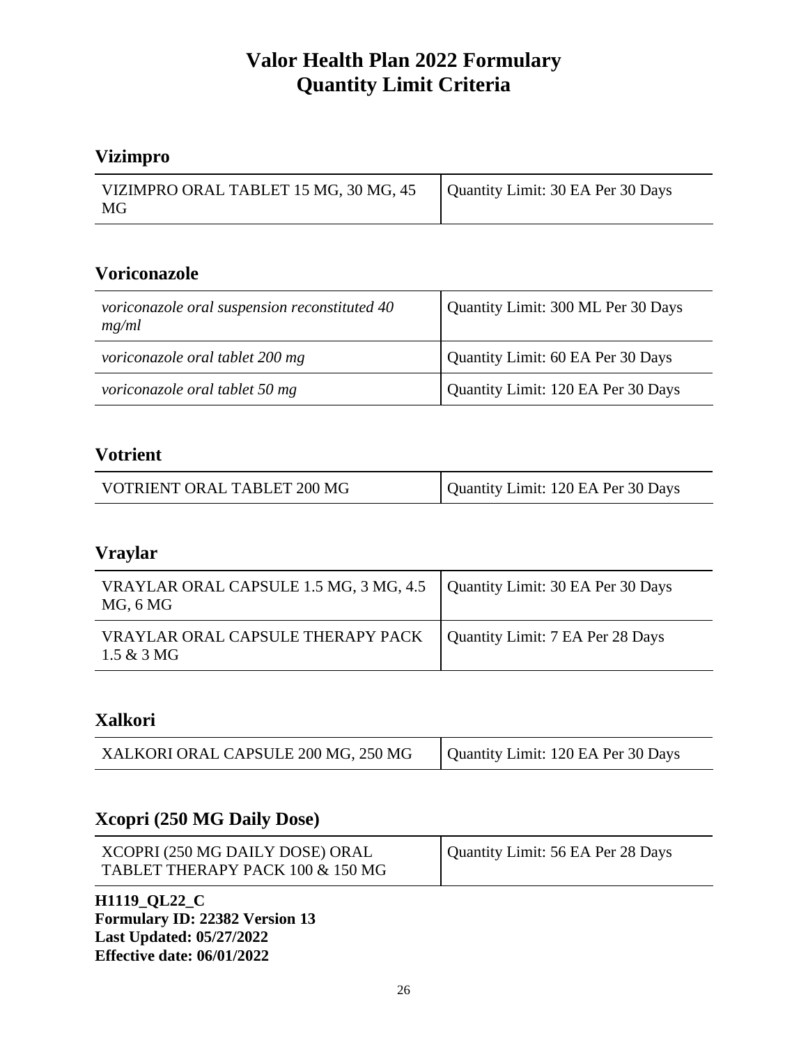# Valor Health Plan 2022 Formulary
# Quantity Limit Criteria

## Vizimpro

| | |
|---|---|
| VIZIMPRO ORAL TABLET 15 MG, 30 MG, 45 MG | Quantity Limit: 30 EA Per 30 Days |

## Voriconazole

| | |
|---|---|
| *voriconazole oral suspension reconstituted 40 mg/ml* | Quantity Limit: 300 ML Per 30 Days |
| *voriconazole oral tablet 200 mg* | Quantity Limit: 60 EA Per 30 Days |
| *voriconazole oral tablet 50 mg* | Quantity Limit: 120 EA Per 30 Days |

## Votrient

| | |
|---|---|
| VOTRIENT ORAL TABLET 200 MG | Quantity Limit: 120 EA Per 30 Days |

## Vraylar

| | |
|---|---|
| VRAYLAR ORAL CAPSULE 1.5 MG, 3 MG, 4.5 MG, 6 MG | Quantity Limit: 30 EA Per 30 Days |
| VRAYLAR ORAL CAPSULE THERAPY PACK 1.5 & 3 MG | Quantity Limit: 7 EA Per 28 Days |

## Xalkori

| | |
|---|---|
| XALKORI ORAL CAPSULE 200 MG, 250 MG | Quantity Limit: 120 EA Per 30 Days |

## Xcopri (250 MG Daily Dose)

| | |
|---|---|
| XCOPRI (250 MG DAILY DOSE) ORAL TABLET THERAPY PACK 100 & 150 MG | Quantity Limit: 56 EA Per 28 Days |

**H1119_QL22_C**
**Formulary ID: 22382 Version 13**
**Last Updated: 05/27/2022**
**Effective date: 06/01/2022**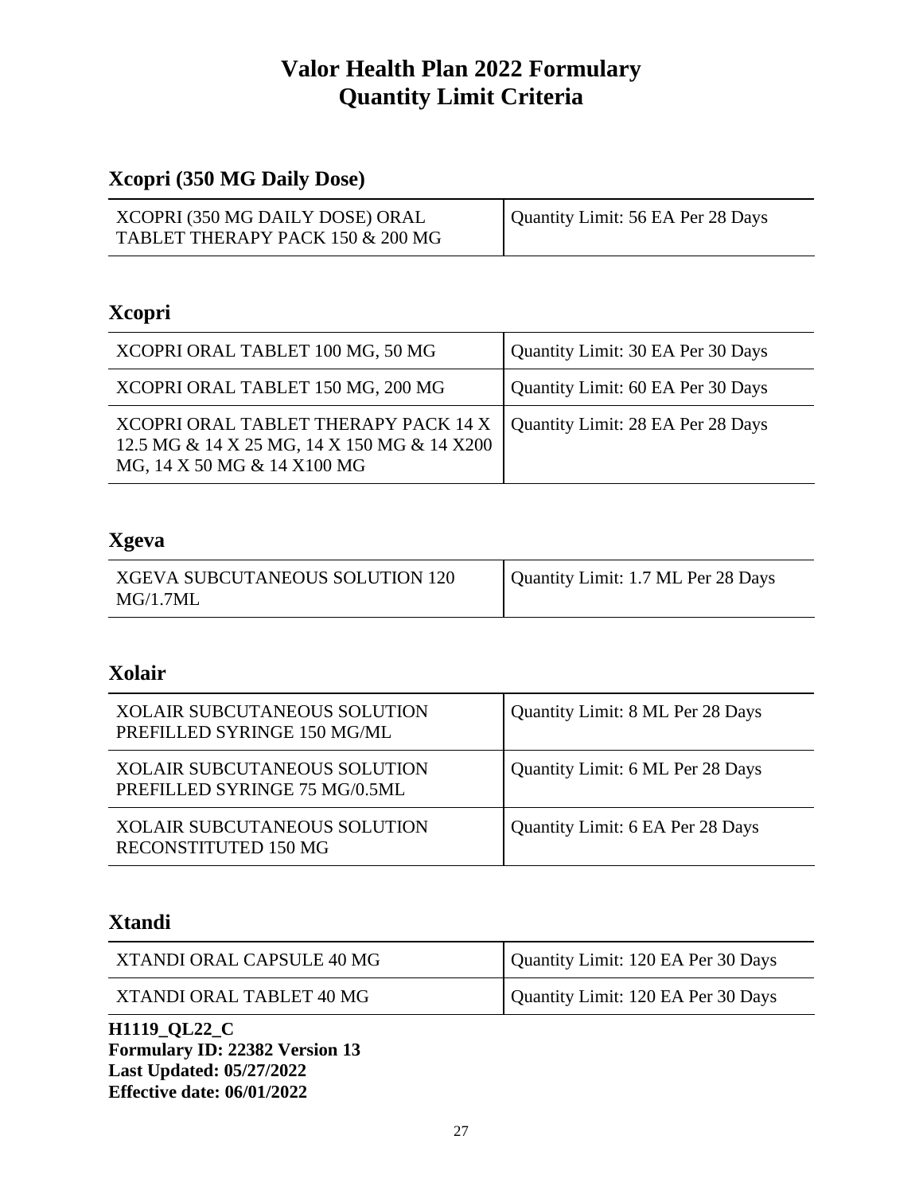# Valor Health Plan 2022 Formulary
# Quantity Limit Criteria

## Xcopri (350 MG Daily Dose)

| | |
|---|---|
| XCOPRI (350 MG DAILY DOSE) ORAL TABLET THERAPY PACK 150 & 200 MG | Quantity Limit: 56 EA Per 28 Days |

## Xcopri

| | |
|---|---|
| XCOPRI ORAL TABLET 100 MG, 50 MG | Quantity Limit: 30 EA Per 30 Days |
| XCOPRI ORAL TABLET 150 MG, 200 MG | Quantity Limit: 60 EA Per 30 Days |
| XCOPRI ORAL TABLET THERAPY PACK 14 X 12.5 MG & 14 X 25 MG, 14 X 150 MG & 14 X200 MG, 14 X 50 MG & 14 X100 MG | Quantity Limit: 28 EA Per 28 Days |

## Xgeva

| | |
|---|---|
| XGEVA SUBCUTANEOUS SOLUTION 120 MG/1.7ML | Quantity Limit: 1.7 ML Per 28 Days |

## Xolair

| | |
|---|---|
| XOLAIR SUBCUTANEOUS SOLUTION PREFILLED SYRINGE 150 MG/ML | Quantity Limit: 8 ML Per 28 Days |
| XOLAIR SUBCUTANEOUS SOLUTION PREFILLED SYRINGE 75 MG/0.5ML | Quantity Limit: 6 ML Per 28 Days |
| XOLAIR SUBCUTANEOUS SOLUTION RECONSTITUTED 150 MG | Quantity Limit: 6 EA Per 28 Days |

## Xtandi

| | |
|---|---|
| XTANDI ORAL CAPSULE 40 MG | Quantity Limit: 120 EA Per 30 Days |
| XTANDI ORAL TABLET 40 MG | Quantity Limit: 120 EA Per 30 Days |

**H1119_QL22_C**
**Formulary ID: 22382 Version 13**
**Last Updated: 05/27/2022**
**Effective date: 06/01/2022**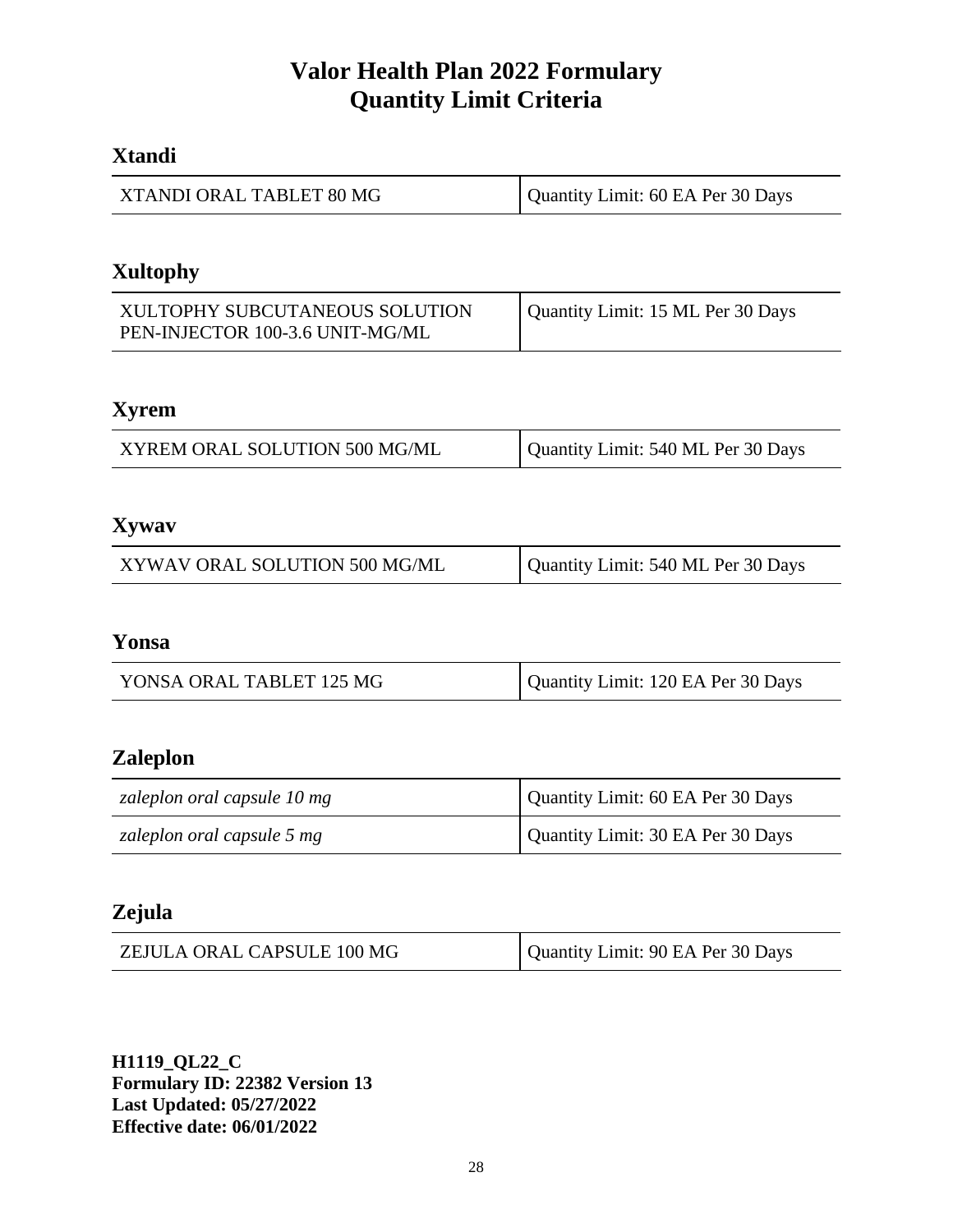# Valor Health Plan 2022 Formulary
# Quantity Limit Criteria

## Xtandi

| | |
|---|---|
| XTANDI ORAL TABLET 80 MG | Quantity Limit: 60 EA Per 30 Days |

## Xultophy

| | |
|---|---|
| XULTOPHY SUBCUTANEOUS SOLUTION PEN-INJECTOR 100-3.6 UNIT-MG/ML | Quantity Limit: 15 ML Per 30 Days |

## Xyrem

| | |
|---|---|
| XYREM ORAL SOLUTION 500 MG/ML | Quantity Limit: 540 ML Per 30 Days |

## Xywav

| | |
|---|---|
| XYWAV ORAL SOLUTION 500 MG/ML | Quantity Limit: 540 ML Per 30 Days |

## Yonsa

| | |
|---|---|
| YONSA ORAL TABLET 125 MG | Quantity Limit: 120 EA Per 30 Days |

## Zaleplon

| | |
|---|---|
| *zaleplon oral capsule 10 mg* | Quantity Limit: 60 EA Per 30 Days |
| *zaleplon oral capsule 5 mg* | Quantity Limit: 30 EA Per 30 Days |

## Zejula

| | |
|---|---|
| ZEJULA ORAL CAPSULE 100 MG | Quantity Limit: 90 EA Per 30 Days |

**H1119_QL22_C**
**Formulary ID: 22382 Version 13**
**Last Updated: 05/27/2022**
**Effective date: 06/01/2022**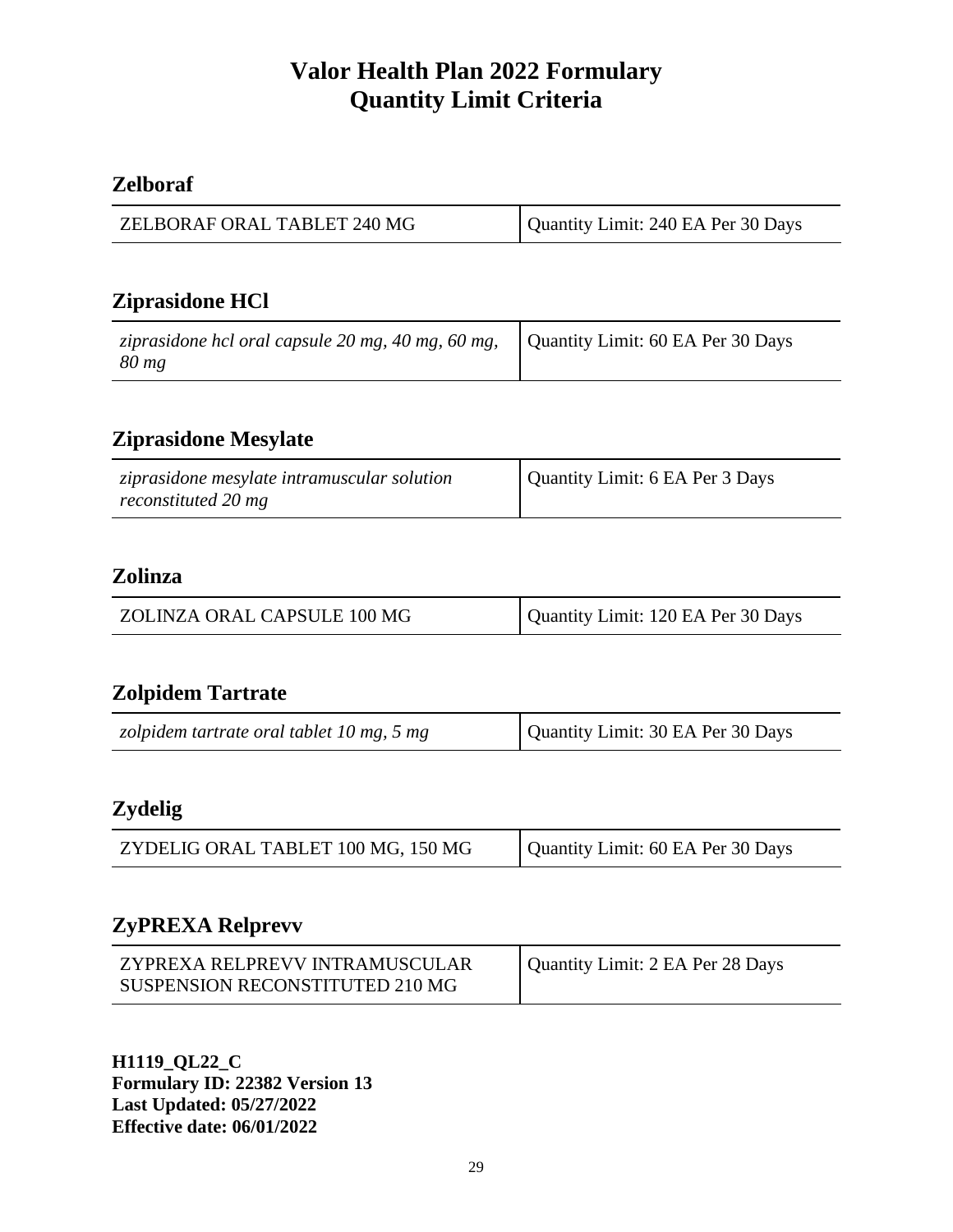# Valor Health Plan 2022 Formulary
# Quantity Limit Criteria

## Zelboraf

| ZELBORAF ORAL TABLET 240 MG | Quantity Limit: 240 EA Per 30 Days |
|---|---|

## Ziprasidone HCl

| *ziprasidone hcl oral capsule 20 mg, 40 mg, 60 mg, 80 mg* | Quantity Limit: 60 EA Per 30 Days |
|---|---|

## Ziprasidone Mesylate

| *ziprasidone mesylate intramuscular solution reconstituted 20 mg* | Quantity Limit: 6 EA Per 3 Days |
|---|---|

## Zolinza

| ZOLINZA ORAL CAPSULE 100 MG | Quantity Limit: 120 EA Per 30 Days |
|---|---|

## Zolpidem Tartrate

| *zolpidem tartrate oral tablet 10 mg, 5 mg* | Quantity Limit: 30 EA Per 30 Days |
|---|---|

## Zydelig

| ZYDELIG ORAL TABLET 100 MG, 150 MG | Quantity Limit: 60 EA Per 30 Days |
|---|---|

## ZyPREXA Relprevv

| ZYPREXA RELPREVV INTRAMUSCULAR SUSPENSION RECONSTITUTED 210 MG | Quantity Limit: 2 EA Per 28 Days |
|---|---|

**H1119_QL22_C**
**Formulary ID: 22382 Version 13**
**Last Updated: 05/27/2022**
**Effective date: 06/01/2022**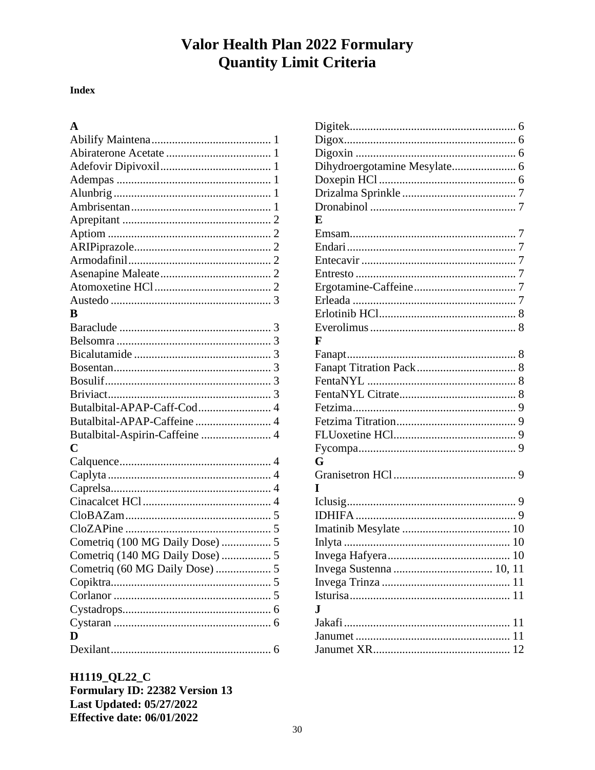# Valor Health Plan 2022 Formulary
# Quantity Limit Criteria

**Index**

**A**

Abilify Maintena........................................ 1
Abiraterone Acetate .................................... 1
Adefovir Dipivoxil...................................... 1
Adempas .................................................... 1
Alunbrig..................................................... 1
Ambrisentan............................................... 1
Aprepitant .................................................. 2
Aptiom ....................................................... 2
ARIPiprazole.............................................. 2
Armodafinil................................................ 2
Asenapine Maleate...................................... 2
Atomoxetine HCl........................................ 2
Austedo ...................................................... 3

**B**

Baraclude ................................................... 3
Belsomra .................................................... 3
Bicalutamide .............................................. 3
Bosentan..................................................... 3
Bosulif........................................................ 3
Briviact....................................................... 3
Butalbital-APAP-Caff-Cod......................... 4
Butalbital-APAP-Caffeine .......................... 4
Butalbital-Aspirin-Caffeine ........................ 4

**C**

Calquence................................................... 4
Caplyta ....................................................... 4
Caprelsa...................................................... 4
Cinacalcet HCl........................................... 4
CloBAZam.................................................. 5
CloZAPine .................................................. 5
Cometriq (100 MG Daily Dose) ................. 5
Cometriq (140 MG Daily Dose) ................. 5
Cometriq (60 MG Daily Dose) ................... 5
Copiktra...................................................... 5
Corlanor ..................................................... 5
Cystadrops.................................................. 6
Cystaran ..................................................... 6

**D**

Dexilant...................................................... 6
Digitek........................................................ 6
Digox.......................................................... 6
Digoxin ...................................................... 6
Dihydroergotamine Mesylate...................... 6
Doxepin HCl .............................................. 6
Drizalma Sprinkle ....................................... 7
Dronabinol ................................................. 7

**E**

Emsam........................................................ 7
Endari......................................................... 7
Entecavir .................................................... 7
Entresto ...................................................... 7
Ergotamine-Caffeine................................... 7
Erleada ....................................................... 7
Erlotinib HCl.............................................. 8
Everolimus ................................................. 8

**F**

Fanapt......................................................... 8
Fanapt Titration Pack.................................. 8
FentaNYL .................................................. 8
FentaNYL Citrate........................................ 8
Fetzima....................................................... 9
Fetzima Titration......................................... 9
FLUoxetine HCl.......................................... 9
Fycompa..................................................... 9

**G**

Granisetron HCl.......................................... 9

**I**

Iclusig......................................................... 9
IDHIFA ...................................................... 9
Imatinib Mesylate ..................................... 10
Inlyta ........................................................ 10
Invega Hafyera.......................................... 10
Invega Sustenna .................................. 10, 11
Invega Trinza ........................................... 11
Isturisa...................................................... 11

**J**

Jakafi ........................................................ 11
Janumet .................................................... 11
Janumet XR............................................... 12

**H1119_QL22_C**
**Formulary ID: 22382 Version 13**
**Last Updated: 05/27/2022**
**Effective date: 06/01/2022**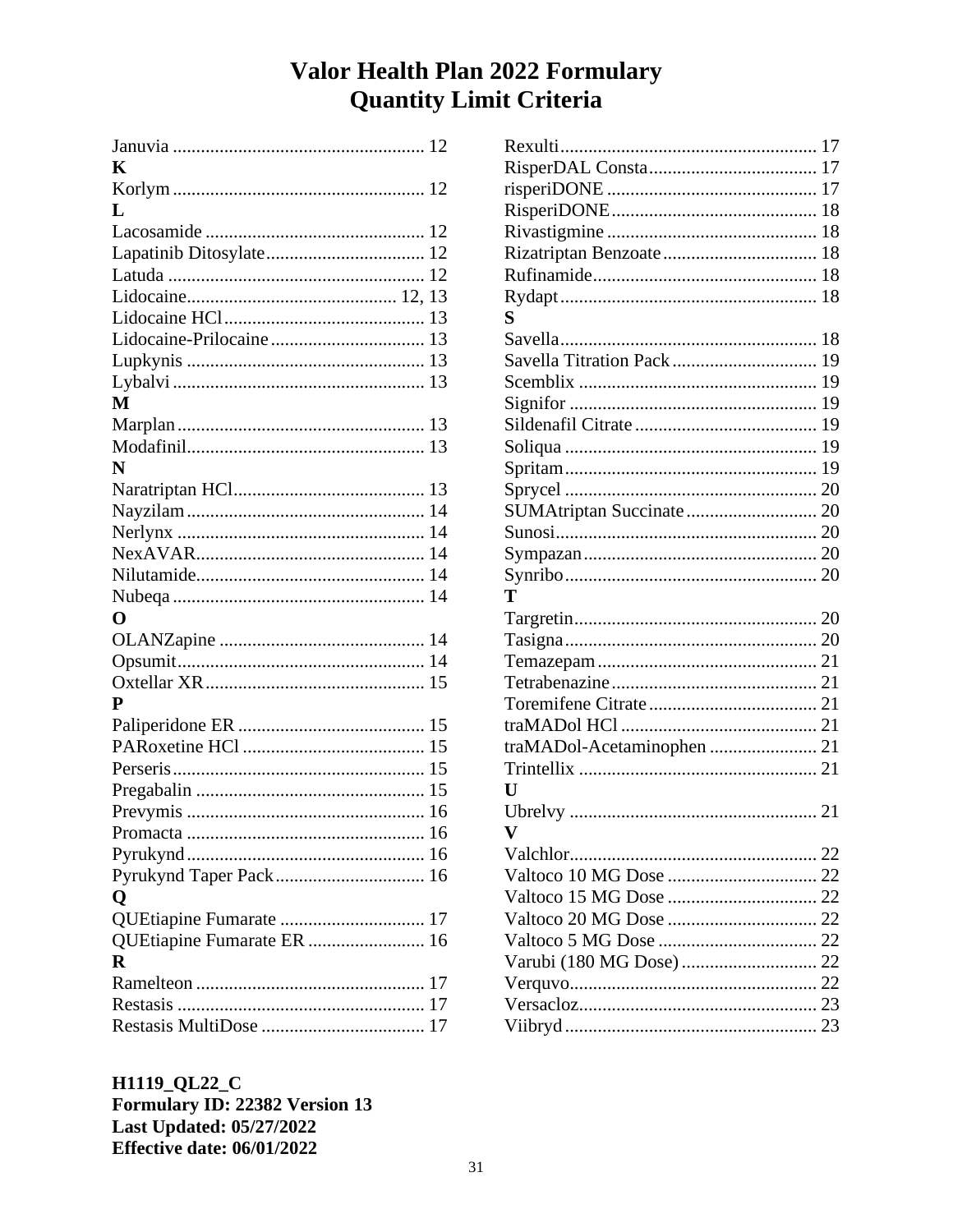# Valor Health Plan 2022 Formulary
# Quantity Limit Criteria

Januvia ..................................................... 12

**K**

Korlym ..................................................... 12

**L**

Lacosamide .............................................. 12
Lapatinib Ditosylate .................................. 12
Latuda ...................................................... 12
Lidocaine ............................................ 12, 13
Lidocaine HCl ........................................... 13
Lidocaine-Prilocaine ................................. 13
Lupkynis ................................................... 13
Lybalvi ..................................................... 13

**M**

Marplan .................................................... 13
Modafinil ................................................... 13

**N**

Naratriptan HCl ......................................... 13
Nayzilam ................................................... 14
Nerlynx ..................................................... 14
NexAVAR .................................................. 14
Nilutamide ................................................. 14
Nubeqa ..................................................... 14

**O**

OLANZapine ............................................. 14
Opsumit ..................................................... 14
Oxtellar XR ............................................... 15

**P**

Paliperidone ER ........................................ 15
PARoxetine HCl ........................................ 15
Perseris ..................................................... 15
Pregabalin ................................................. 15
Prevymis ................................................... 16
Promacta ................................................... 16
Pyrukynd ................................................... 16
Pyrukynd Taper Pack ................................ 16

**Q**

QUEtiapine Fumarate ............................... 17
QUEtiapine Fumarate ER ......................... 16

**R**

Ramelteon ................................................. 17
Restasis ..................................................... 17
Restasis MultiDose ................................... 17
Rexulti ....................................................... 17
RisperDAL Consta .................................... 17
risperiDONE ............................................. 17
RisperiDONE ............................................ 18
Rivastigmine ............................................. 18
Rizatriptan Benzoate ................................. 18
Rufinamide ................................................ 18
Rydapt ....................................................... 18

**S**

Savella ....................................................... 18
Savella Titration Pack ............................... 19
Scemblix ................................................... 19
Signifor ..................................................... 19
Sildenafil Citrate ....................................... 19
Soliqua ...................................................... 19
Spritam ...................................................... 19
Sprycel ...................................................... 20
SUMAtriptan Succinate ............................ 20
Sunosi ........................................................ 20
Sympazan .................................................. 20
Synribo ...................................................... 20

**T**

Targretin .................................................... 20
Tasigna ...................................................... 20
Temazepam ............................................... 21
Tetrabenazine ............................................ 21
Toremifene Citrate .................................... 21
traMADol HCl .......................................... 21
traMADol-Acetaminophen ....................... 21
Trintellix ................................................... 21

**U**

Ubrelvy ..................................................... 21

**V**

Valchlor ..................................................... 22
Valtoco 10 MG Dose ................................ 22
Valtoco 15 MG Dose ................................ 22
Valtoco 20 MG Dose ................................ 22
Valtoco 5 MG Dose .................................. 22
Varubi (180 MG Dose) ............................. 22
Verquvo ..................................................... 22
Versacloz ................................................... 23
Viibryd ...................................................... 23

**H1119_QL22_C**
**Formulary ID: 22382 Version 13**
**Last Updated: 05/27/2022**
**Effective date: 06/01/2022**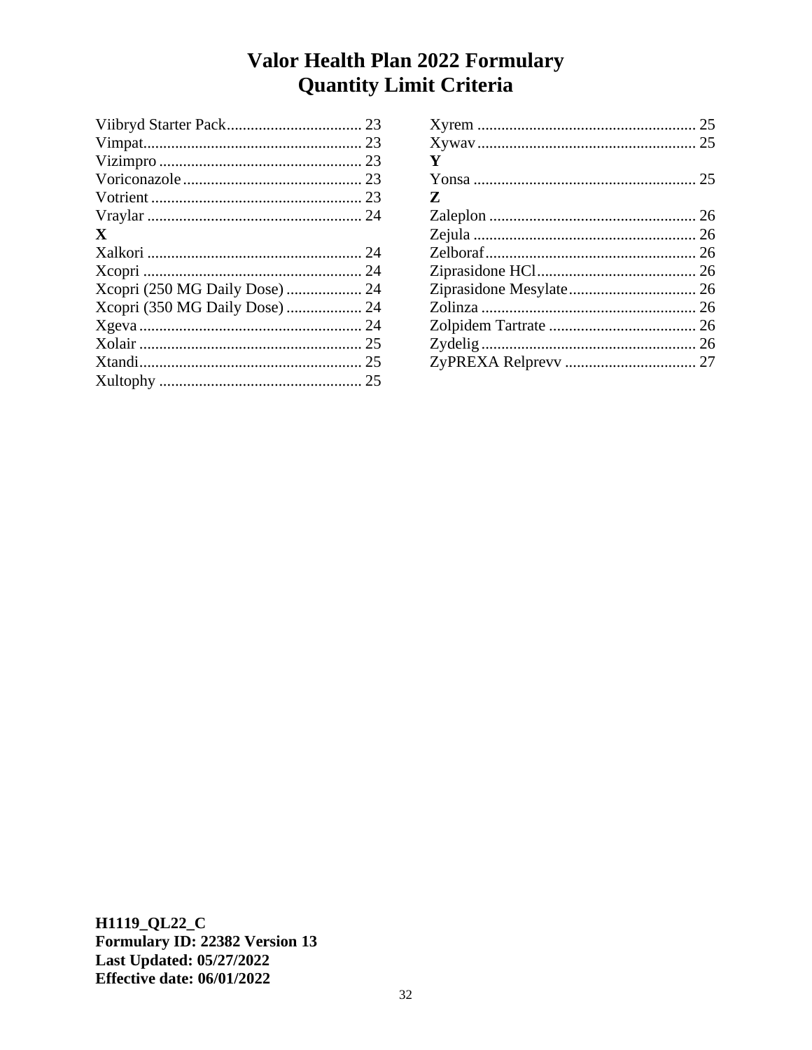# Valor Health Plan 2022 Formulary
# Quantity Limit Criteria

Viibryd Starter Pack.................................. 23
Vimpat....................................................... 23
Vizimpro ................................................... 23
Voriconazole............................................. 23
Votrient ..................................................... 23
Vraylar ...................................................... 24
**X**
Xalkori ...................................................... 24
Xcopri ....................................................... 24
Xcopri (250 MG Daily Dose) ................... 24
Xcopri (350 MG Daily Dose) ................... 24
Xgeva ........................................................ 24
Xolair ........................................................ 25
Xtandi........................................................ 25
Xultophy ................................................... 25
Xyrem ....................................................... 25
Xywav ....................................................... 25
**Y**
Yonsa ........................................................ 25
**Z**
Zaleplon .................................................... 26
Zejula ........................................................ 26
Zelboraf..................................................... 26
Ziprasidone HCl........................................ 26
Ziprasidone Mesylate................................ 26
Zolinza ...................................................... 26
Zolpidem Tartrate ..................................... 26
Zydelig...................................................... 26
ZyPREXA Relprevv ................................. 27

**H1119_QL22_C**
**Formulary ID: 22382 Version 13**
**Last Updated: 05/27/2022**
**Effective date: 06/01/2022**